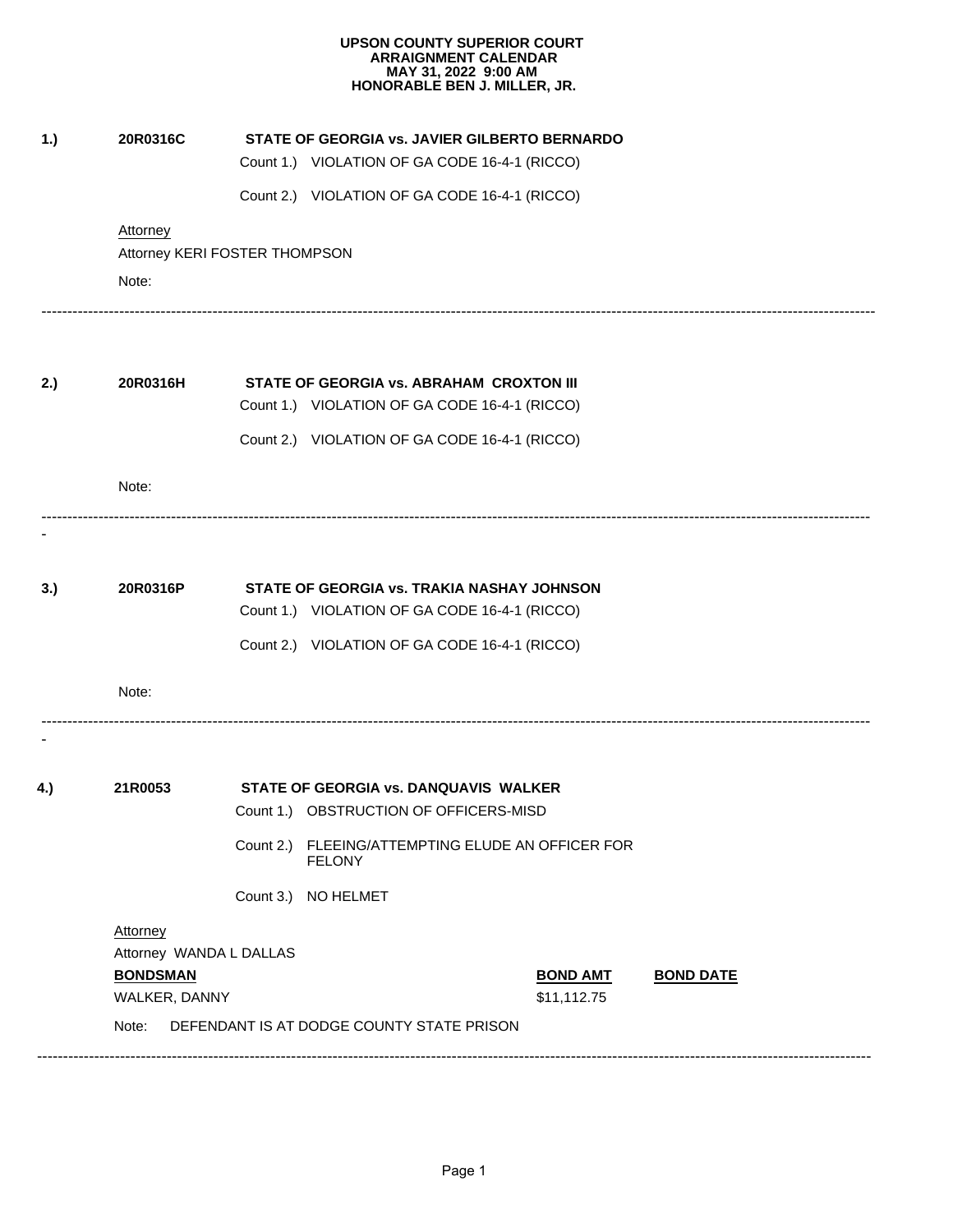**UPSON COUNTY SUPERIOR COURT**
**ARRAIGNMENT CALENDAR**
**MAY 31, 2022 9:00 AM**
**HONORABLE BEN J. MILLER, JR.**

**1.)** **20R0316C** **STATE OF GEORGIA vs. JAVIER GILBERTO BERNARDO**

Count 1.) VIOLATION OF GA CODE 16-4-1 (RICCO)

Count 2.) VIOLATION OF GA CODE 16-4-1 (RICCO)

Attorney

Attorney KERI FOSTER THOMPSON

Note:

---

**2.)** **20R0316H** **STATE OF GEORGIA vs. ABRAHAM CROXTON III**

Count 1.) VIOLATION OF GA CODE 16-4-1 (RICCO)

Count 2.) VIOLATION OF GA CODE 16-4-1 (RICCO)

Note:

---

**3.)** **20R0316P** **STATE OF GEORGIA vs. TRAKIA NASHAY JOHNSON**

Count 1.) VIOLATION OF GA CODE 16-4-1 (RICCO)

Count 2.) VIOLATION OF GA CODE 16-4-1 (RICCO)

Note:

---

**4.)** **21R0053** **STATE OF GEORGIA vs. DANQUAVIS WALKER**

Count 1.) OBSTRUCTION OF OFFICERS-MISD

Count 2.) FLEEING/ATTEMPTING ELUDE AN OFFICER FOR FELONY

Count 3.) NO HELMET

Attorney

Attorney WANDA L DALLAS

| BONDSMAN | BOND AMT | BOND DATE |
|---|---|---|
| WALKER, DANNY | $11,112.75 | |

Note: DEFENDANT IS AT DODGE COUNTY STATE PRISON

---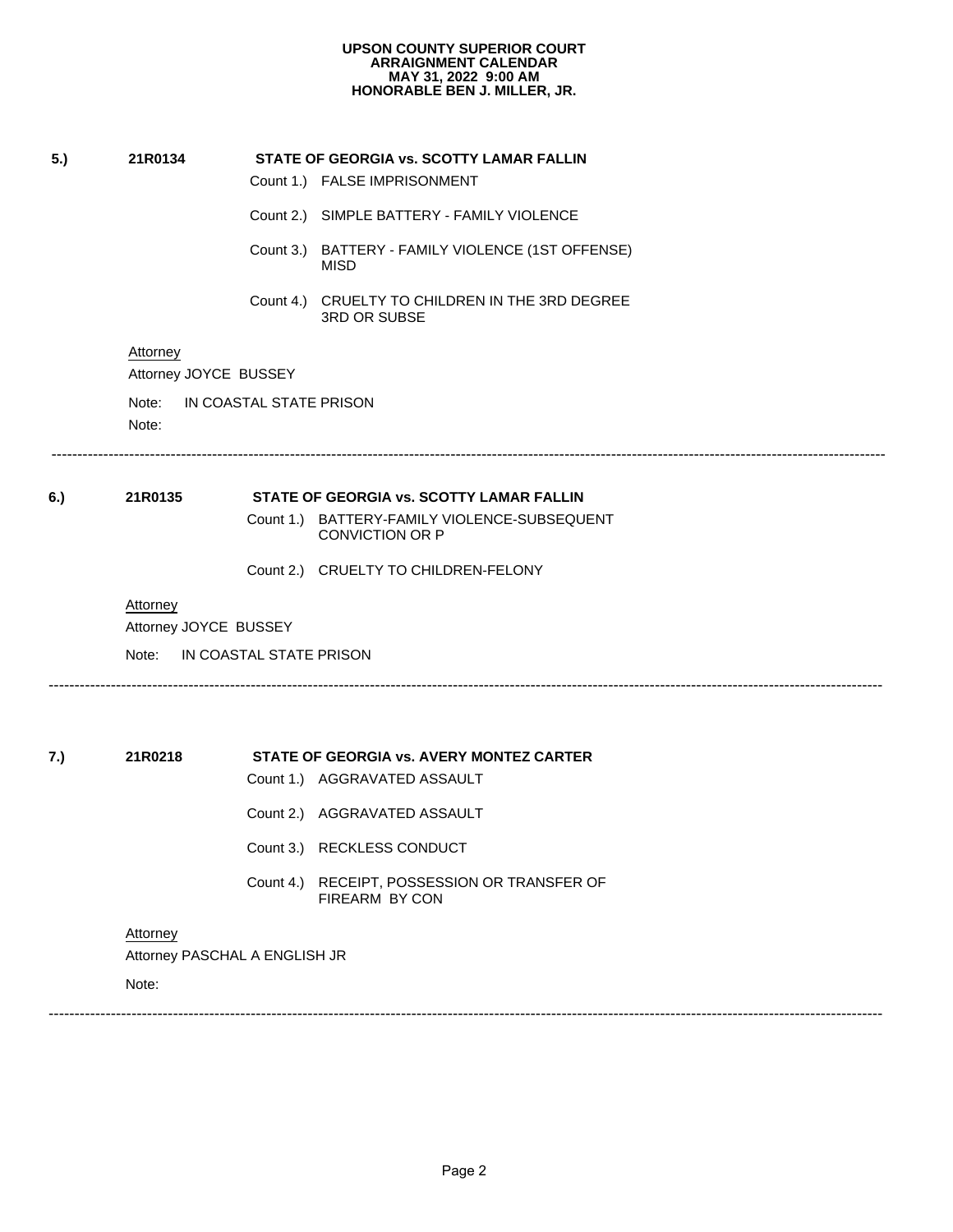**UPSON COUNTY SUPERIOR COURT**
**ARRAIGNMENT CALENDAR**
**MAY 31, 2022 9:00 AM**
**HONORABLE BEN J. MILLER, JR.**

**5.)** **21R0134** **STATE OF GEORGIA vs. SCOTTY LAMAR FALLIN**

Count 1.) FALSE IMPRISONMENT

Count 2.) SIMPLE BATTERY - FAMILY VIOLENCE

Count 3.) BATTERY - FAMILY VIOLENCE (1ST OFFENSE) MISD

Count 4.) CRUELTY TO CHILDREN IN THE 3RD DEGREE 3RD OR SUBSE

Attorney

Attorney JOYCE BUSSEY

Note: IN COASTAL STATE PRISON

Note:

---

**6.)** **21R0135** **STATE OF GEORGIA vs. SCOTTY LAMAR FALLIN**

Count 1.) BATTERY-FAMILY VIOLENCE-SUBSEQUENT CONVICTION OR P

Count 2.) CRUELTY TO CHILDREN-FELONY

Attorney

Attorney JOYCE BUSSEY

Note: IN COASTAL STATE PRISON

---

**7.)** **21R0218** **STATE OF GEORGIA vs. AVERY MONTEZ CARTER**

Count 1.) AGGRAVATED ASSAULT

Count 2.) AGGRAVATED ASSAULT

Count 3.) RECKLESS CONDUCT

Count 4.) RECEIPT, POSSESSION OR TRANSFER OF FIREARM BY CON

Attorney

Attorney PASCHAL A ENGLISH JR

Note:

---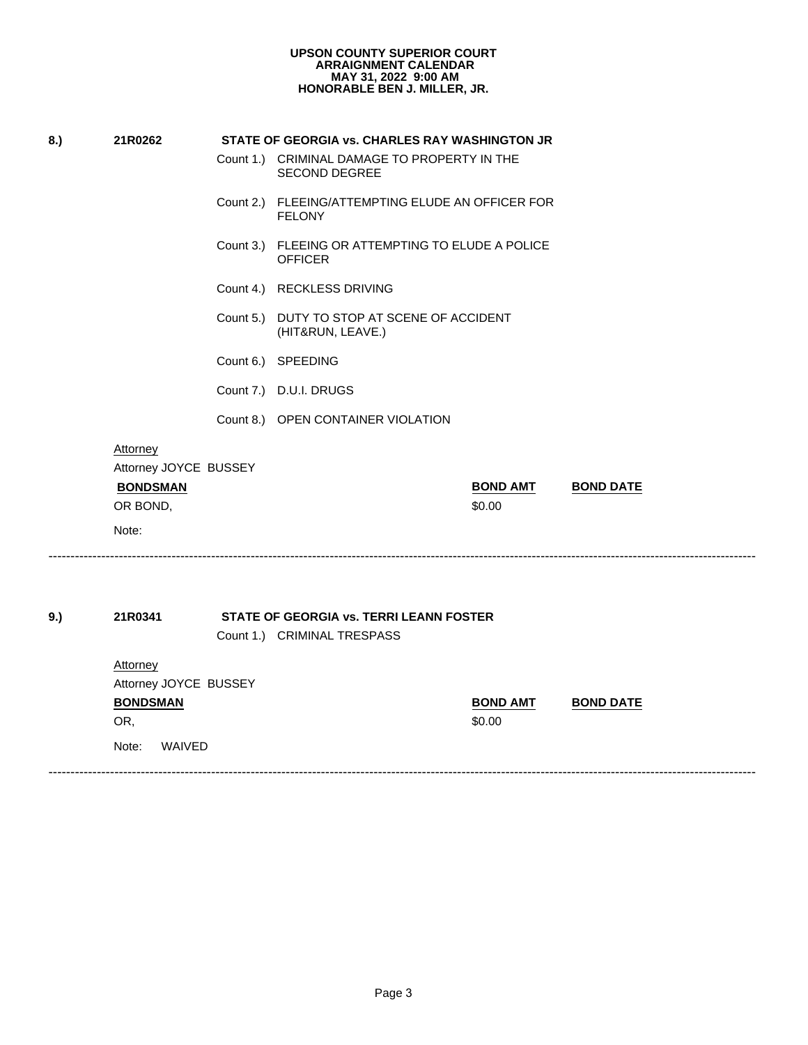**UPSON COUNTY SUPERIOR COURT**
**ARRAIGNMENT CALENDAR**
**MAY 31, 2022 9:00 AM**
**HONORABLE BEN J. MILLER, JR.**

**8.)** **21R0262** **STATE OF GEORGIA vs. CHARLES RAY WASHINGTON JR**

Count 1.) CRIMINAL DAMAGE TO PROPERTY IN THE SECOND DEGREE

Count 2.) FLEEING/ATTEMPTING ELUDE AN OFFICER FOR FELONY

Count 3.) FLEEING OR ATTEMPTING TO ELUDE A POLICE OFFICER

Count 4.) RECKLESS DRIVING

Count 5.) DUTY TO STOP AT SCENE OF ACCIDENT (HIT&RUN, LEAVE.)

Count 6.) SPEEDING

Count 7.) D.U.I. DRUGS

Count 8.) OPEN CONTAINER VIOLATION

Attorney
Attorney JOYCE BUSSEY

| BONDSMAN | BOND AMT | BOND DATE |
|---|---|---|
| OR BOND, | $0.00 | |

Note:

---

**9.)** **21R0341** **STATE OF GEORGIA vs. TERRI LEANN FOSTER**

Count 1.) CRIMINAL TRESPASS

Attorney
Attorney JOYCE BUSSEY

| BONDSMAN | BOND AMT | BOND DATE |
|---|---|---|
| OR, | $0.00 | |

Note: WAIVED

---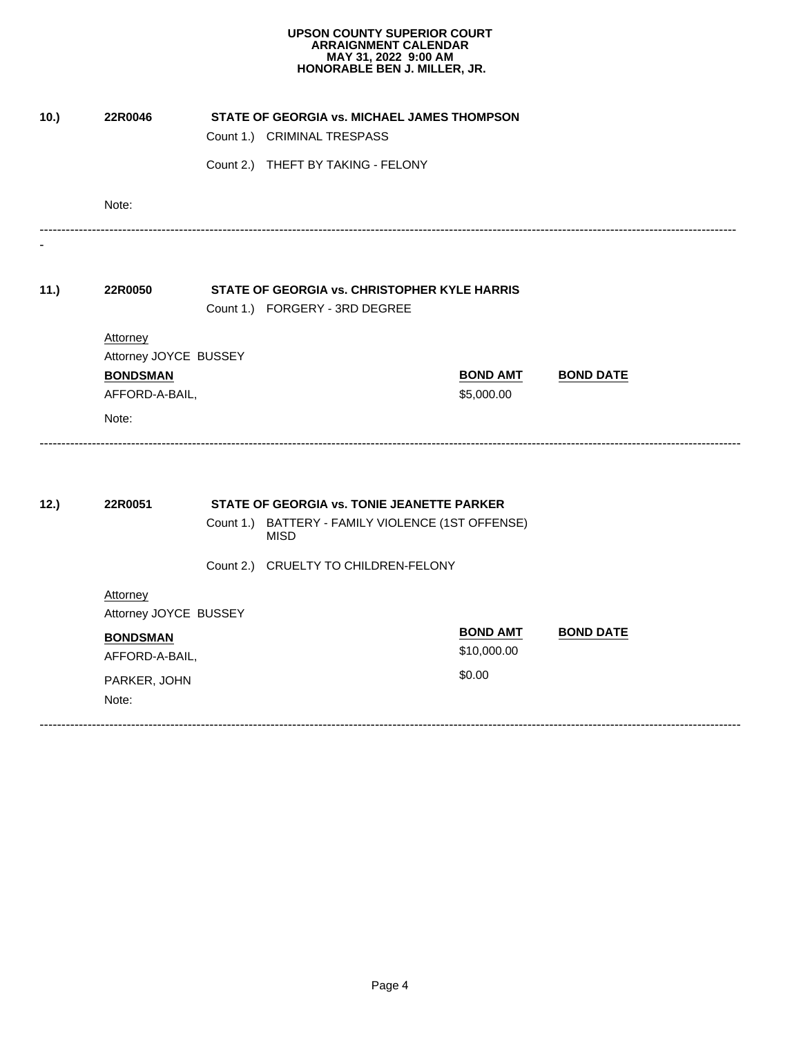**UPSON COUNTY SUPERIOR COURT**
**ARRAIGNMENT CALENDAR**
**MAY 31, 2022 9:00 AM**
**HONORABLE BEN J. MILLER, JR.**

**10.)** **22R0046** **STATE OF GEORGIA vs. MICHAEL JAMES THOMPSON**

Count 1.) CRIMINAL TRESPASS

Count 2.) THEFT BY TAKING - FELONY

Note:

---

**11.)** **22R0050** **STATE OF GEORGIA vs. CHRISTOPHER KYLE HARRIS**

Count 1.) FORGERY - 3RD DEGREE

Attorney
Attorney JOYCE BUSSEY

| BONDSMAN | BOND AMT | BOND DATE |
|---|---|---|
| AFFORD-A-BAIL, | $5,000.00 | |

Note:

---

**12.)** **22R0051** **STATE OF GEORGIA vs. TONIE JEANETTE PARKER**

Count 1.) BATTERY - FAMILY VIOLENCE (1ST OFFENSE) MISD

Count 2.) CRUELTY TO CHILDREN-FELONY

Attorney
Attorney JOYCE BUSSEY

| BONDSMAN | BOND AMT | BOND DATE |
|---|---|---|
| AFFORD-A-BAIL, | $10,000.00 | |
| PARKER, JOHN | $0.00 | |

Note:

---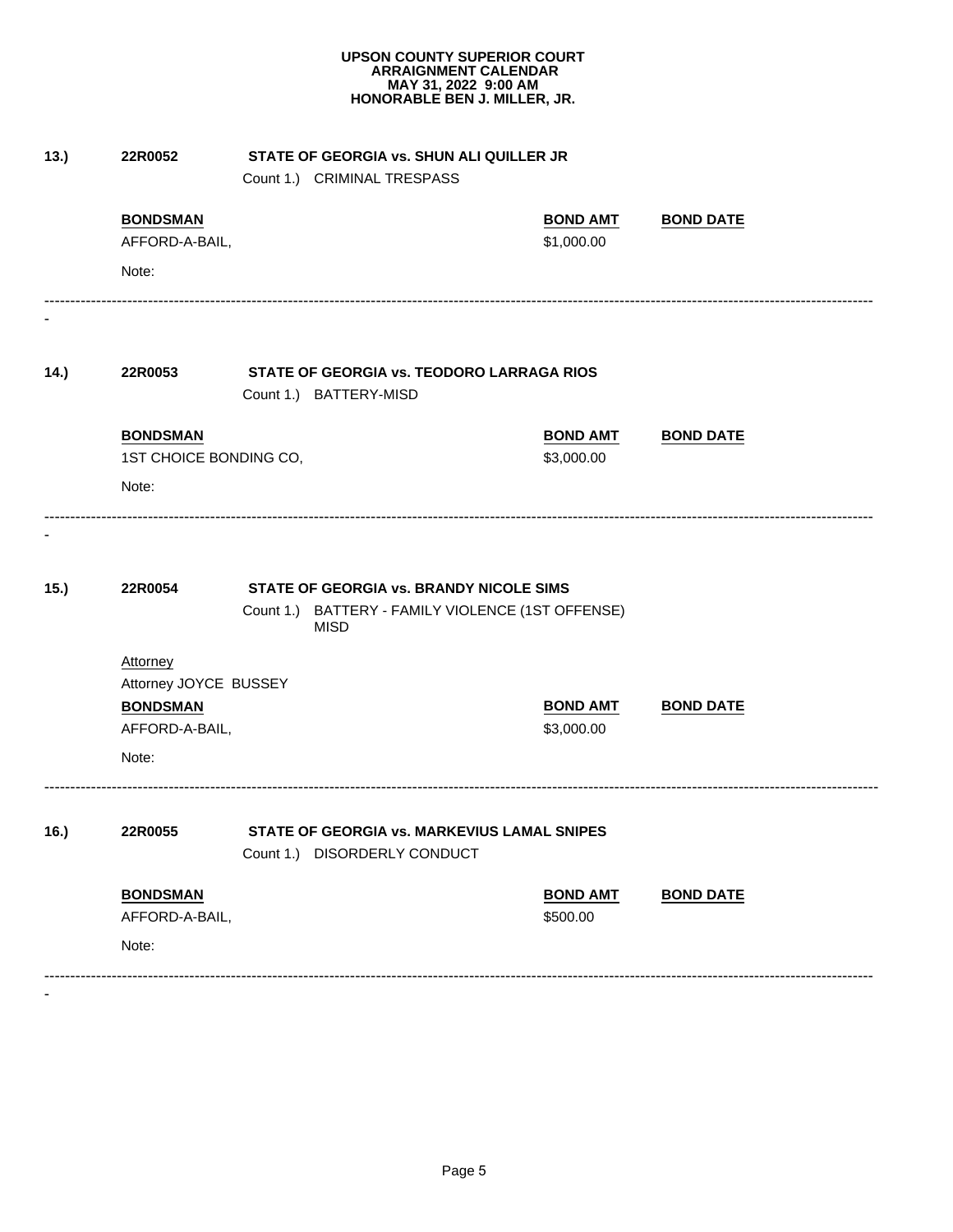**UPSON COUNTY SUPERIOR COURT**
**ARRAIGNMENT CALENDAR**
**MAY 31, 2022 9:00 AM**
**HONORABLE BEN J. MILLER, JR.**

**13.)** **22R0052** **STATE OF GEORGIA vs. SHUN ALI QUILLER JR**

Count 1.) CRIMINAL TRESPASS

| **BONDSMAN** | **BOND AMT** | **BOND DATE** |
|---|---|---|
| AFFORD-A-BAIL, | $1,000.00 | |

Note:

---

**14.)** **22R0053** **STATE OF GEORGIA vs. TEODORO LARRAGA RIOS**

Count 1.) BATTERY-MISD

| **BONDSMAN** | **BOND AMT** | **BOND DATE** |
|---|---|---|
| 1ST CHOICE BONDING CO, | $3,000.00 | |

Note:

---

**15.)** **22R0054** **STATE OF GEORGIA vs. BRANDY NICOLE SIMS**

Count 1.) BATTERY - FAMILY VIOLENCE (1ST OFFENSE) MISD

Attorney
Attorney JOYCE BUSSEY

| **BONDSMAN** | **BOND AMT** | **BOND DATE** |
|---|---|---|
| AFFORD-A-BAIL, | $3,000.00 | |

Note:

---

**16.)** **22R0055** **STATE OF GEORGIA vs. MARKEVIUS LAMAL SNIPES**

Count 1.) DISORDERLY CONDUCT

| **BONDSMAN** | **BOND AMT** | **BOND DATE** |
|---|---|---|
| AFFORD-A-BAIL, | $500.00 | |

Note:

---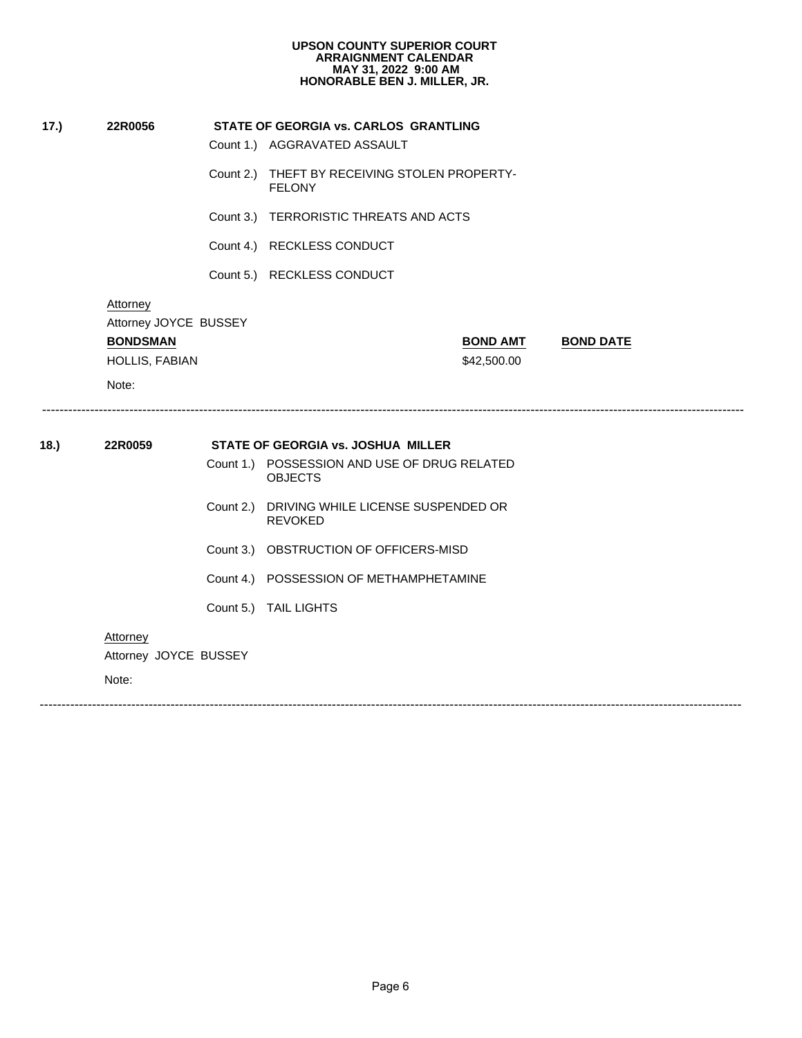**UPSON COUNTY SUPERIOR COURT**
**ARRAIGNMENT CALENDAR**
**MAY 31, 2022 9:00 AM**
**HONORABLE BEN J. MILLER, JR.**

**17.)** **22R0056** **STATE OF GEORGIA vs. CARLOS GRANTLING**

Count 1.) AGGRAVATED ASSAULT

Count 2.) THEFT BY RECEIVING STOLEN PROPERTY-FELONY

Count 3.) TERRORISTIC THREATS AND ACTS

Count 4.) RECKLESS CONDUCT

Count 5.) RECKLESS CONDUCT

Attorney

Attorney JOYCE BUSSEY

| **BONDSMAN** | **BOND AMT** | **BOND DATE** |
|---|---|---|
| HOLLIS, FABIAN | $42,500.00 | |

Note:

---

**18.)** **22R0059** **STATE OF GEORGIA vs. JOSHUA MILLER**

Count 1.) POSSESSION AND USE OF DRUG RELATED OBJECTS

Count 2.) DRIVING WHILE LICENSE SUSPENDED OR REVOKED

Count 3.) OBSTRUCTION OF OFFICERS-MISD

Count 4.) POSSESSION OF METHAMPHETAMINE

Count 5.) TAIL LIGHTS

Attorney

Attorney JOYCE BUSSEY

Note:

---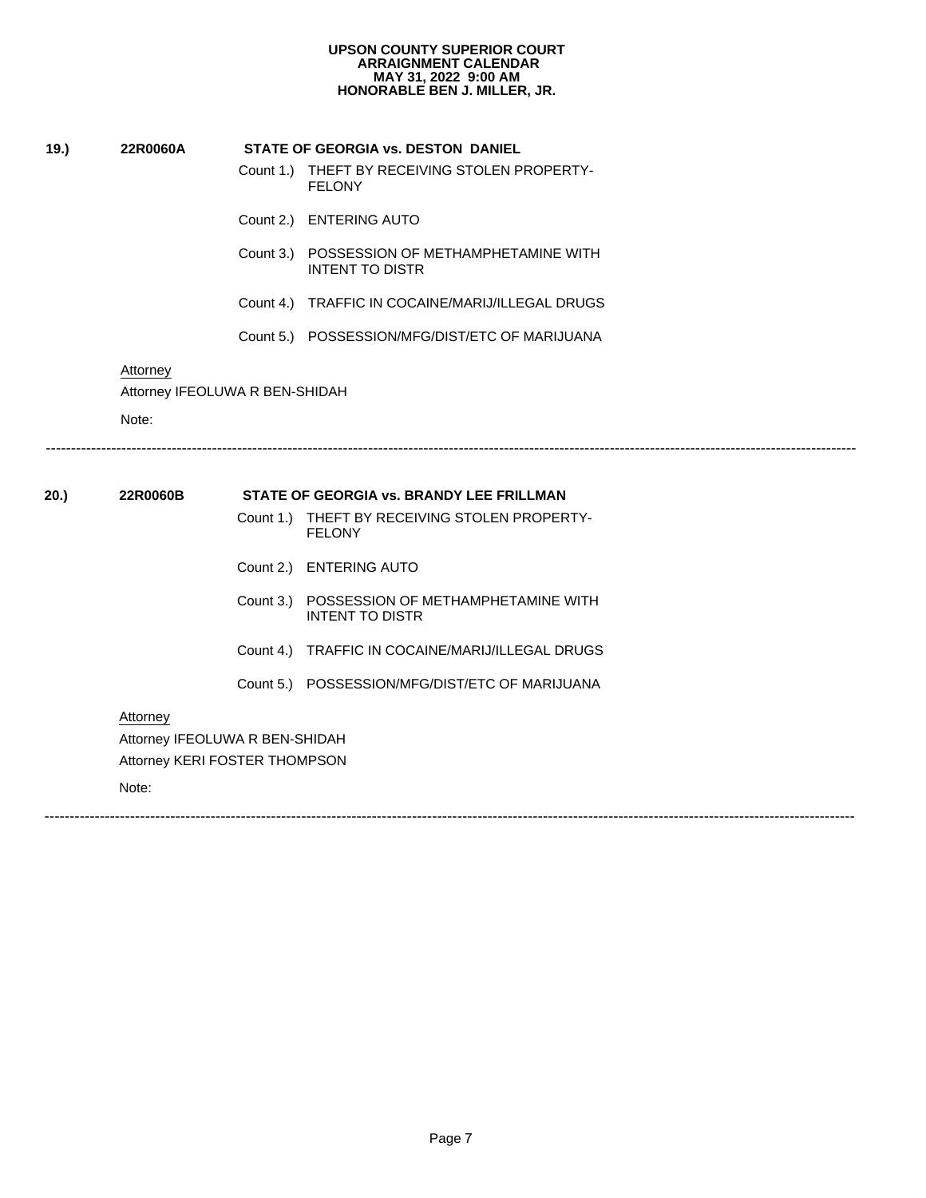**UPSON COUNTY SUPERIOR COURT**
**ARRAIGNMENT CALENDAR**
**MAY 31, 2022 9:00 AM**
**HONORABLE BEN J. MILLER, JR.**

**19.)** **22R0060A** **STATE OF GEORGIA vs. DESTON DANIEL**

Count 1.) THEFT BY RECEIVING STOLEN PROPERTY-FELONY

Count 2.) ENTERING AUTO

Count 3.) POSSESSION OF METHAMPHETAMINE WITH INTENT TO DISTR

Count 4.) TRAFFIC IN COCAINE/MARIJ/ILLEGAL DRUGS

Count 5.) POSSESSION/MFG/DIST/ETC OF MARIJUANA

Attorney

Attorney IFEOLUWA R BEN-SHIDAH

Note:

---

**20.)** **22R0060B** **STATE OF GEORGIA vs. BRANDY LEE FRILLMAN**

Count 1.) THEFT BY RECEIVING STOLEN PROPERTY-FELONY

Count 2.) ENTERING AUTO

Count 3.) POSSESSION OF METHAMPHETAMINE WITH INTENT TO DISTR

Count 4.) TRAFFIC IN COCAINE/MARIJ/ILLEGAL DRUGS

Count 5.) POSSESSION/MFG/DIST/ETC OF MARIJUANA

Attorney

Attorney IFEOLUWA R BEN-SHIDAH

Attorney KERI FOSTER THOMPSON

Note:

---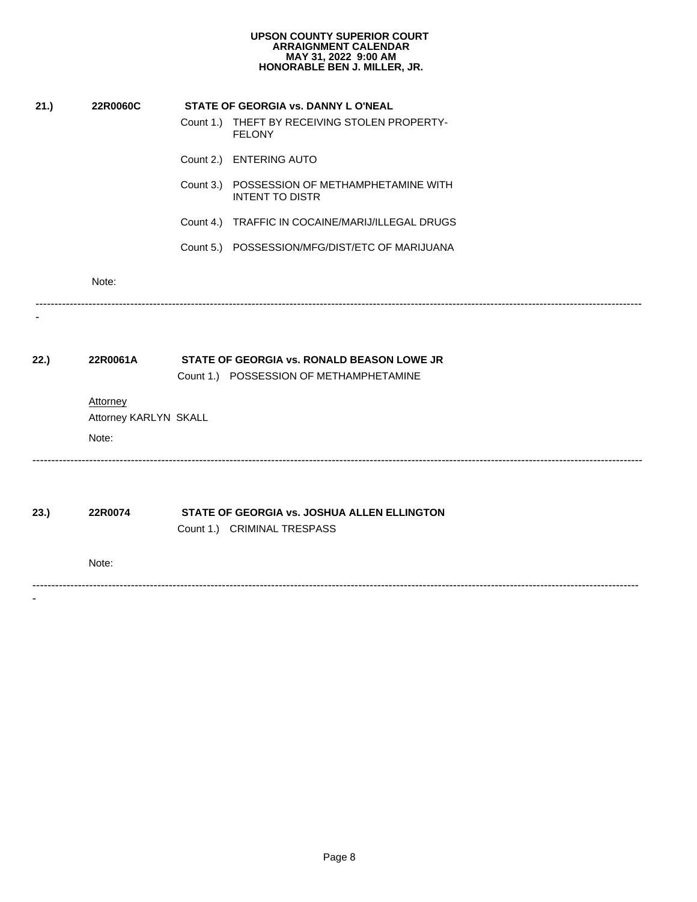**UPSON COUNTY SUPERIOR COURT**
**ARRAIGNMENT CALENDAR**
**MAY 31, 2022 9:00 AM**
**HONORABLE BEN J. MILLER, JR.**

**21.) 22R0060C STATE OF GEORGIA vs. DANNY L O'NEAL**

Count 1.) THEFT BY RECEIVING STOLEN PROPERTY-FELONY

Count 2.) ENTERING AUTO

Count 3.) POSSESSION OF METHAMPHETAMINE WITH INTENT TO DISTR

Count 4.) TRAFFIC IN COCAINE/MARIJ/ILLEGAL DRUGS

Count 5.) POSSESSION/MFG/DIST/ETC OF MARIJUANA

Note:

---

**22.) 22R0061A STATE OF GEORGIA vs. RONALD BEASON LOWE JR**

Count 1.) POSSESSION OF METHAMPHETAMINE

Attorney

Attorney KARLYN SKALL

Note:

---

**23.) 22R0074 STATE OF GEORGIA vs. JOSHUA ALLEN ELLINGTON**

Count 1.) CRIMINAL TRESPASS

Note:

---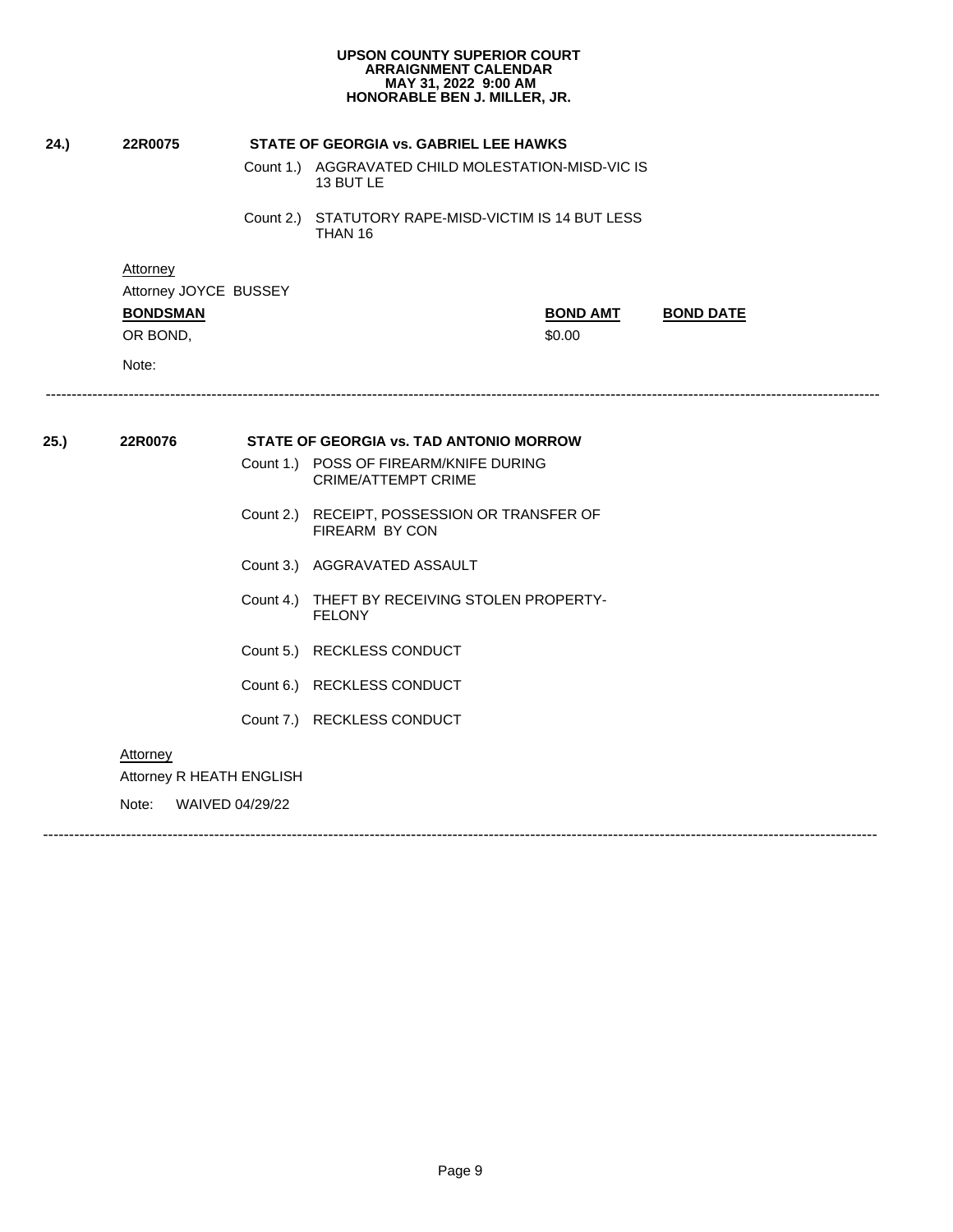**UPSON COUNTY SUPERIOR COURT**
**ARRAIGNMENT CALENDAR**
**MAY 31, 2022 9:00 AM**
**HONORABLE BEN J. MILLER, JR.**

**24.)** **22R0075** **STATE OF GEORGIA vs. GABRIEL LEE HAWKS**

Count 1.) AGGRAVATED CHILD MOLESTATION-MISD-VIC IS 13 BUT LE

Count 2.) STATUTORY RAPE-MISD-VICTIM IS 14 BUT LESS THAN 16

Attorney

Attorney JOYCE BUSSEY

| **BONDSMAN** | **BOND AMT** | **BOND DATE** |
|---|---|---|
| OR BOND, | $0.00 | |

Note:

---

**25.)** **22R0076** **STATE OF GEORGIA vs. TAD ANTONIO MORROW**

Count 1.) POSS OF FIREARM/KNIFE DURING CRIME/ATTEMPT CRIME

Count 2.) RECEIPT, POSSESSION OR TRANSFER OF FIREARM BY CON

Count 3.) AGGRAVATED ASSAULT

Count 4.) THEFT BY RECEIVING STOLEN PROPERTY-FELONY

Count 5.) RECKLESS CONDUCT

Count 6.) RECKLESS CONDUCT

Count 7.) RECKLESS CONDUCT

Attorney

Attorney R HEATH ENGLISH

Note: WAIVED 04/29/22

---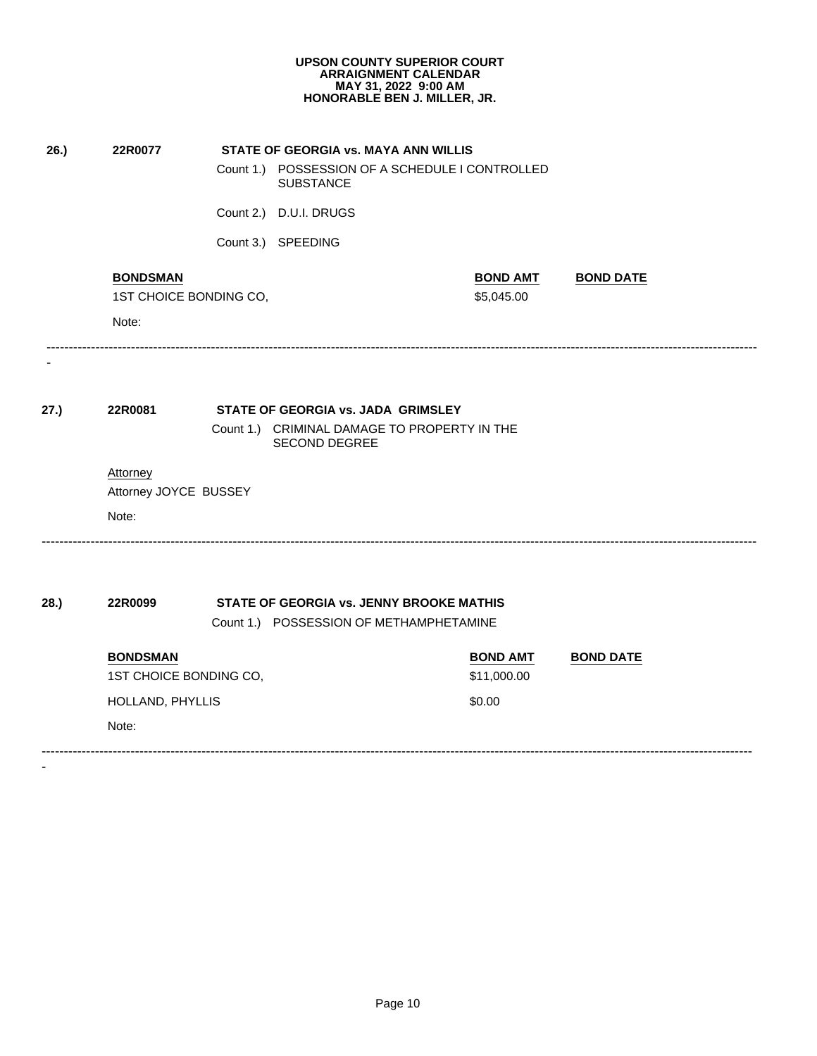**UPSON COUNTY SUPERIOR COURT**
**ARRAIGNMENT CALENDAR**
**MAY 31, 2022 9:00 AM**
**HONORABLE BEN J. MILLER, JR.**

**26.)** **22R0077** **STATE OF GEORGIA vs. MAYA ANN WILLIS**

Count 1.) POSSESSION OF A SCHEDULE I CONTROLLED SUBSTANCE

Count 2.) D.U.I. DRUGS

Count 3.) SPEEDING

| BONDSMAN | BOND AMT | BOND DATE |
|---|---|---|
| 1ST CHOICE BONDING CO, | $5,045.00 | |

Note:

---

**27.)** **22R0081** **STATE OF GEORGIA vs. JADA GRIMSLEY**

Count 1.) CRIMINAL DAMAGE TO PROPERTY IN THE SECOND DEGREE

Attorney

Attorney JOYCE BUSSEY

Note:

---

**28.)** **22R0099** **STATE OF GEORGIA vs. JENNY BROOKE MATHIS**

Count 1.) POSSESSION OF METHAMPHETAMINE

| BONDSMAN | BOND AMT | BOND DATE |
|---|---|---|
| 1ST CHOICE BONDING CO, | $11,000.00 | |
| HOLLAND, PHYLLIS | $0.00 | |

Note:

---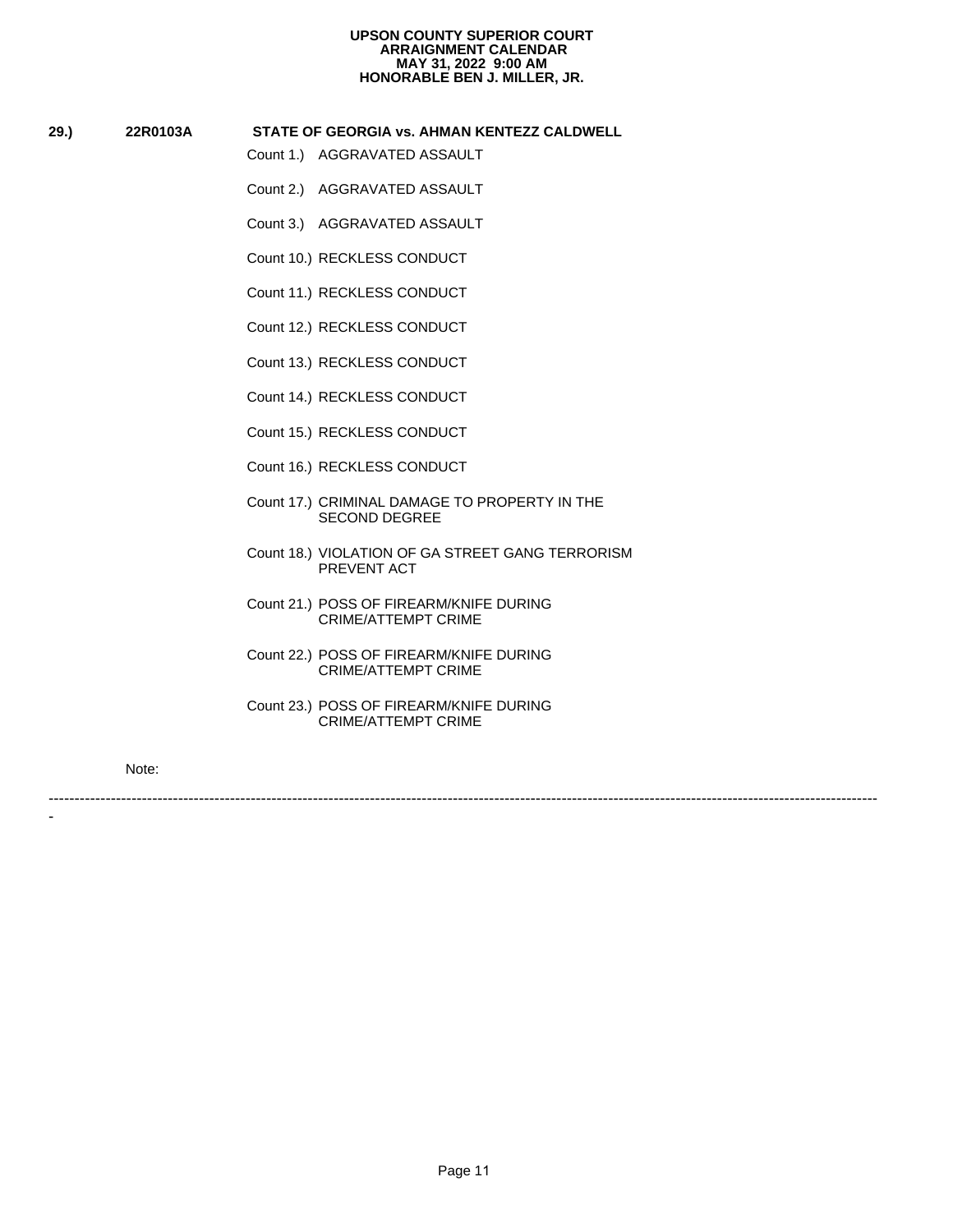**UPSON COUNTY SUPERIOR COURT**
**ARRAIGNMENT CALENDAR**
**MAY 31, 2022 9:00 AM**
**HONORABLE BEN J. MILLER, JR.**

**29.)** **22R0103A** **STATE OF GEORGIA vs. AHMAN KENTEZZ CALDWELL**

Count 1.) AGGRAVATED ASSAULT

Count 2.) AGGRAVATED ASSAULT

Count 3.) AGGRAVATED ASSAULT

Count 10.) RECKLESS CONDUCT

Count 11.) RECKLESS CONDUCT

Count 12.) RECKLESS CONDUCT

Count 13.) RECKLESS CONDUCT

Count 14.) RECKLESS CONDUCT

Count 15.) RECKLESS CONDUCT

Count 16.) RECKLESS CONDUCT

Count 17.) CRIMINAL DAMAGE TO PROPERTY IN THE SECOND DEGREE

Count 18.) VIOLATION OF GA STREET GANG TERRORISM PREVENT ACT

Count 21.) POSS OF FIREARM/KNIFE DURING CRIME/ATTEMPT CRIME

Count 22.) POSS OF FIREARM/KNIFE DURING CRIME/ATTEMPT CRIME

Count 23.) POSS OF FIREARM/KNIFE DURING CRIME/ATTEMPT CRIME

Note:

---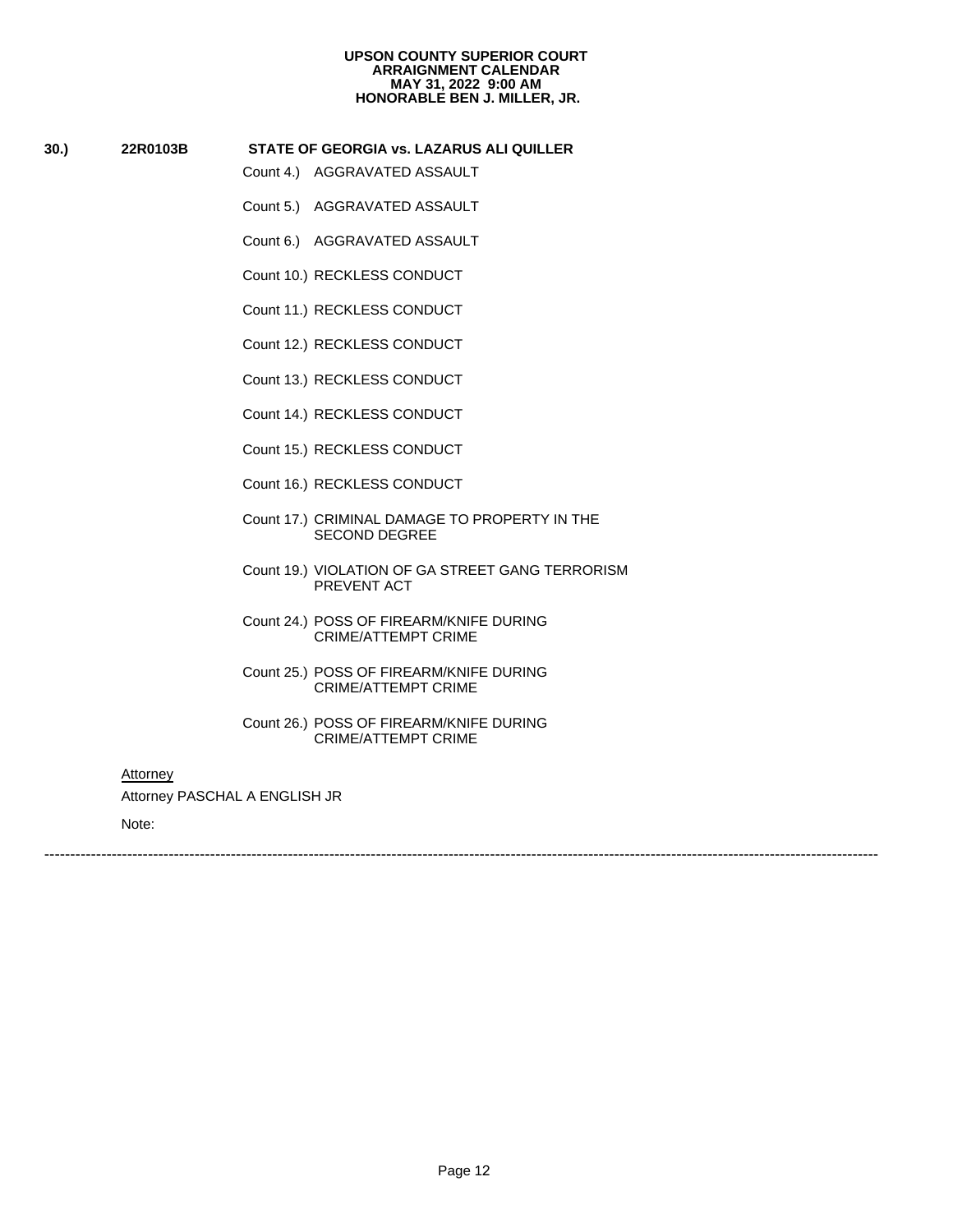**UPSON COUNTY SUPERIOR COURT**
**ARRAIGNMENT CALENDAR**
**MAY 31, 2022 9:00 AM**
**HONORABLE BEN J. MILLER, JR.**

**30.)** **22R0103B** **STATE OF GEORGIA vs. LAZARUS ALI QUILLER**

Count 4.) AGGRAVATED ASSAULT

Count 5.) AGGRAVATED ASSAULT

Count 6.) AGGRAVATED ASSAULT

Count 10.) RECKLESS CONDUCT

Count 11.) RECKLESS CONDUCT

Count 12.) RECKLESS CONDUCT

Count 13.) RECKLESS CONDUCT

Count 14.) RECKLESS CONDUCT

Count 15.) RECKLESS CONDUCT

Count 16.) RECKLESS CONDUCT

Count 17.) CRIMINAL DAMAGE TO PROPERTY IN THE SECOND DEGREE

Count 19.) VIOLATION OF GA STREET GANG TERRORISM PREVENT ACT

Count 24.) POSS OF FIREARM/KNIFE DURING CRIME/ATTEMPT CRIME

Count 25.) POSS OF FIREARM/KNIFE DURING CRIME/ATTEMPT CRIME

Count 26.) POSS OF FIREARM/KNIFE DURING CRIME/ATTEMPT CRIME

Attorney

Attorney PASCHAL A ENGLISH JR

Note:

---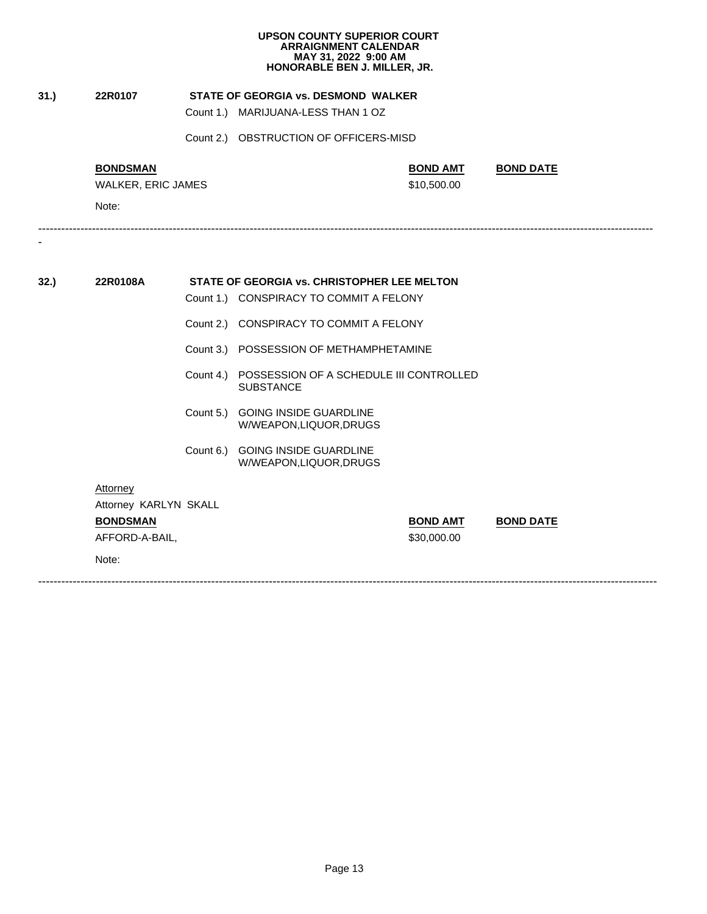**UPSON COUNTY SUPERIOR COURT**
**ARRAIGNMENT CALENDAR**
**MAY 31, 2022 9:00 AM**
**HONORABLE BEN J. MILLER, JR.**

**31.)** **22R0107** **STATE OF GEORGIA vs. DESMOND WALKER**

Count 1.) MARIJUANA-LESS THAN 1 OZ

Count 2.) OBSTRUCTION OF OFFICERS-MISD

| BONDSMAN | BOND AMT | BOND DATE |
|---|---|---|
| WALKER, ERIC JAMES | $10,500.00 | |

Note:

---

**32.)** **22R0108A** **STATE OF GEORGIA vs. CHRISTOPHER LEE MELTON**

Count 1.) CONSPIRACY TO COMMIT A FELONY

Count 2.) CONSPIRACY TO COMMIT A FELONY

Count 3.) POSSESSION OF METHAMPHETAMINE

Count 4.) POSSESSION OF A SCHEDULE III CONTROLLED SUBSTANCE

Count 5.) GOING INSIDE GUARDLINE W/WEAPON,LIQUOR,DRUGS

Count 6.) GOING INSIDE GUARDLINE W/WEAPON,LIQUOR,DRUGS

Attorney
Attorney KARLYN SKALL

| BONDSMAN | BOND AMT | BOND DATE |
|---|---|---|
| AFFORD-A-BAIL, | $30,000.00 | |

Note:

---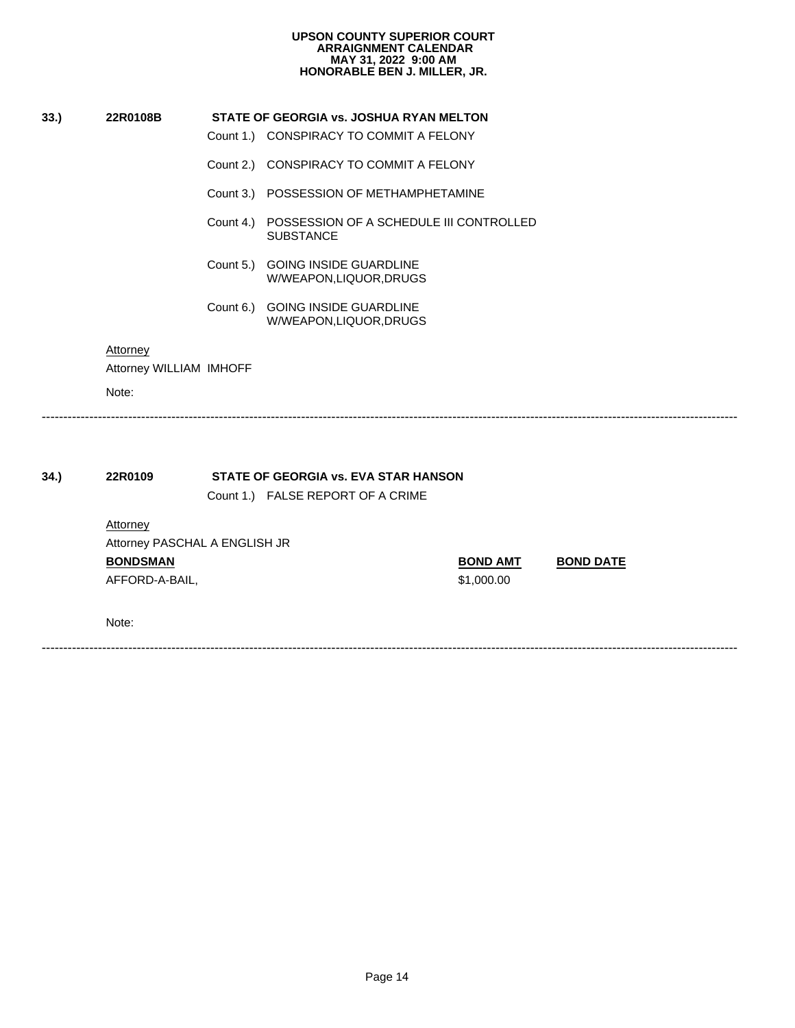**UPSON COUNTY SUPERIOR COURT**
**ARRAIGNMENT CALENDAR**
**MAY 31, 2022 9:00 AM**
**HONORABLE BEN J. MILLER, JR.**

**33.) 22R0108B STATE OF GEORGIA vs. JOSHUA RYAN MELTON**

Count 1.) CONSPIRACY TO COMMIT A FELONY

Count 2.) CONSPIRACY TO COMMIT A FELONY

Count 3.) POSSESSION OF METHAMPHETAMINE

Count 4.) POSSESSION OF A SCHEDULE III CONTROLLED SUBSTANCE

Count 5.) GOING INSIDE GUARDLINE W/WEAPON,LIQUOR,DRUGS

Count 6.) GOING INSIDE GUARDLINE W/WEAPON,LIQUOR,DRUGS

Attorney

Attorney WILLIAM IMHOFF

Note:

---

**34.) 22R0109 STATE OF GEORGIA vs. EVA STAR HANSON**

Count 1.) FALSE REPORT OF A CRIME

Attorney

Attorney PASCHAL A ENGLISH JR

| BONDSMAN | BOND AMT | BOND DATE |
|---|---|---|
| AFFORD-A-BAIL, | $1,000.00 | |

Note:

---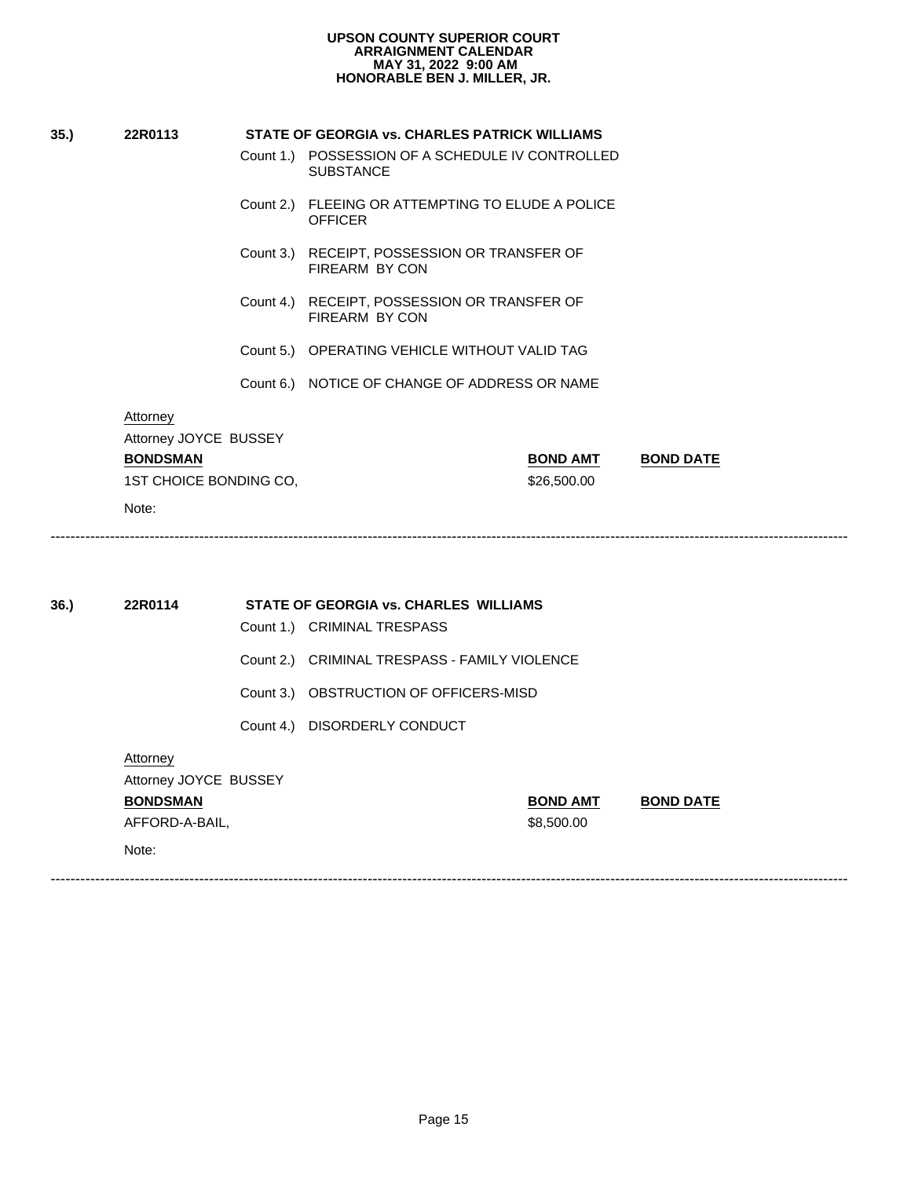**UPSON COUNTY SUPERIOR COURT**
**ARRAIGNMENT CALENDAR**
**MAY 31, 2022 9:00 AM**
**HONORABLE BEN J. MILLER, JR.**

**35.) 22R0113 STATE OF GEORGIA vs. CHARLES PATRICK WILLIAMS**

Count 1.) POSSESSION OF A SCHEDULE IV CONTROLLED SUBSTANCE

Count 2.) FLEEING OR ATTEMPTING TO ELUDE A POLICE OFFICER

Count 3.) RECEIPT, POSSESSION OR TRANSFER OF FIREARM BY CON

Count 4.) RECEIPT, POSSESSION OR TRANSFER OF FIREARM BY CON

Count 5.) OPERATING VEHICLE WITHOUT VALID TAG

Count 6.) NOTICE OF CHANGE OF ADDRESS OR NAME

Attorney
Attorney JOYCE BUSSEY

| **BONDSMAN** | **BOND AMT** | **BOND DATE** |
|---|---|---|
| 1ST CHOICE BONDING CO, | $26,500.00 | |

Note:

---

**36.) 22R0114 STATE OF GEORGIA vs. CHARLES WILLIAMS**

Count 1.) CRIMINAL TRESPASS

Count 2.) CRIMINAL TRESPASS - FAMILY VIOLENCE

Count 3.) OBSTRUCTION OF OFFICERS-MISD

Count 4.) DISORDERLY CONDUCT

Attorney
Attorney JOYCE BUSSEY

| **BONDSMAN** | **BOND AMT** | **BOND DATE** |
|---|---|---|
| AFFORD-A-BAIL, | $8,500.00 | |

Note:

---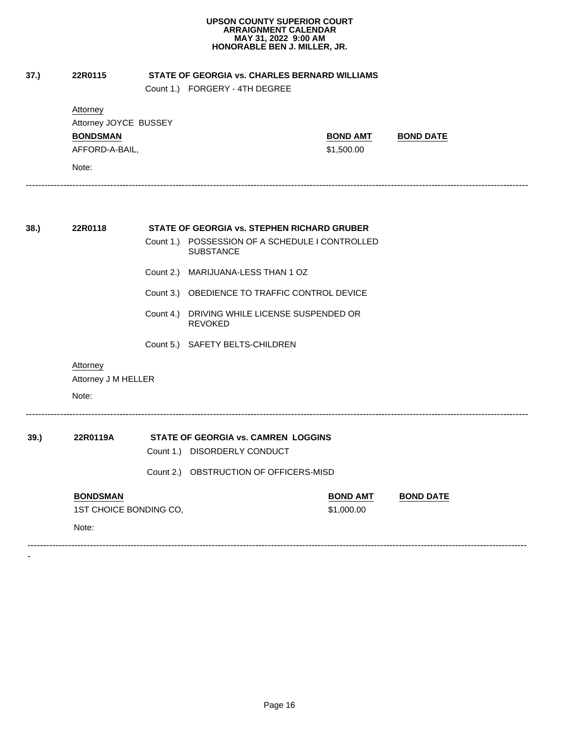**UPSON COUNTY SUPERIOR COURT**
**ARRAIGNMENT CALENDAR**
**MAY 31, 2022 9:00 AM**
**HONORABLE BEN J. MILLER, JR.**

**37.)** **22R0115** **STATE OF GEORGIA vs. CHARLES BERNARD WILLIAMS**

Count 1.) FORGERY - 4TH DEGREE

Attorney

Attorney JOYCE BUSSEY

| BONDSMAN | BOND AMT | BOND DATE |
|---|---|---|
| AFFORD-A-BAIL, | $1,500.00 | |

Note:

---

**38.)** **22R0118** **STATE OF GEORGIA vs. STEPHEN RICHARD GRUBER**

Count 1.) POSSESSION OF A SCHEDULE I CONTROLLED SUBSTANCE

Count 2.) MARIJUANA-LESS THAN 1 OZ

Count 3.) OBEDIENCE TO TRAFFIC CONTROL DEVICE

Count 4.) DRIVING WHILE LICENSE SUSPENDED OR REVOKED

Count 5.) SAFETY BELTS-CHILDREN

Attorney

Attorney J M HELLER

Note:

---

**39.)** **22R0119A** **STATE OF GEORGIA vs. CAMREN LOGGINS**

Count 1.) DISORDERLY CONDUCT

Count 2.) OBSTRUCTION OF OFFICERS-MISD

| BONDSMAN | BOND AMT | BOND DATE |
|---|---|---|
| 1ST CHOICE BONDING CO, | $1,000.00 | |

Note:

---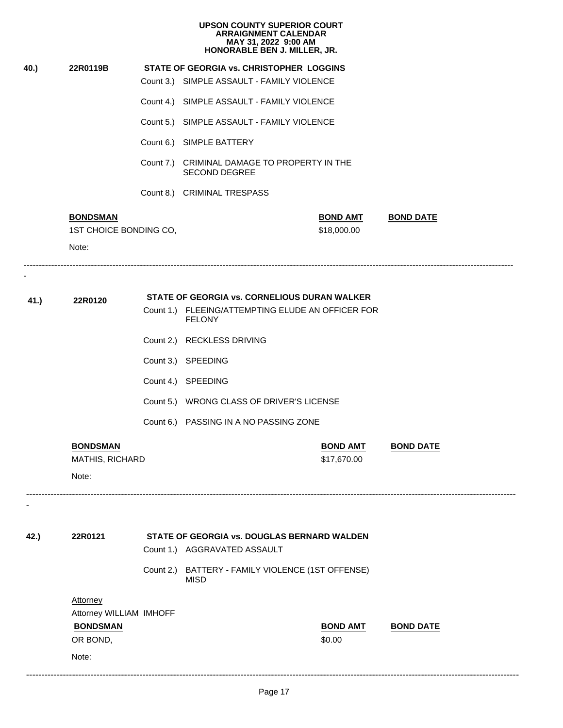**UPSON COUNTY SUPERIOR COURT**
**ARRAIGNMENT CALENDAR**
**MAY 31, 2022 9:00 AM**
**HONORABLE BEN J. MILLER, JR.**

**40.)** **22R0119B** **STATE OF GEORGIA vs. CHRISTOPHER LOGGINS**

Count 3.) SIMPLE ASSAULT - FAMILY VIOLENCE

Count 4.) SIMPLE ASSAULT - FAMILY VIOLENCE

Count 5.) SIMPLE ASSAULT - FAMILY VIOLENCE

Count 6.) SIMPLE BATTERY

Count 7.) CRIMINAL DAMAGE TO PROPERTY IN THE SECOND DEGREE

Count 8.) CRIMINAL TRESPASS

| BONDSMAN | BOND AMT | BOND DATE |
|---|---|---|
| 1ST CHOICE BONDING CO, | $18,000.00 | |

Note:

---

**41.)** **22R0120** **STATE OF GEORGIA vs. CORNELIOUS DURAN WALKER**

Count 1.) FLEEING/ATTEMPTING ELUDE AN OFFICER FOR FELONY

Count 2.) RECKLESS DRIVING

Count 3.) SPEEDING

Count 4.) SPEEDING

Count 5.) WRONG CLASS OF DRIVER'S LICENSE

Count 6.) PASSING IN A NO PASSING ZONE

| BONDSMAN | BOND AMT | BOND DATE |
|---|---|---|
| MATHIS, RICHARD | $17,670.00 | |

Note:

---

**42.)** **22R0121** **STATE OF GEORGIA vs. DOUGLAS BERNARD WALDEN**

Count 1.) AGGRAVATED ASSAULT

Count 2.) BATTERY - FAMILY VIOLENCE (1ST OFFENSE) MISD

Attorney
Attorney WILLIAM IMHOFF

| BONDSMAN | BOND AMT | BOND DATE |
|---|---|---|
| OR BOND, | $0.00 | |

Note:

---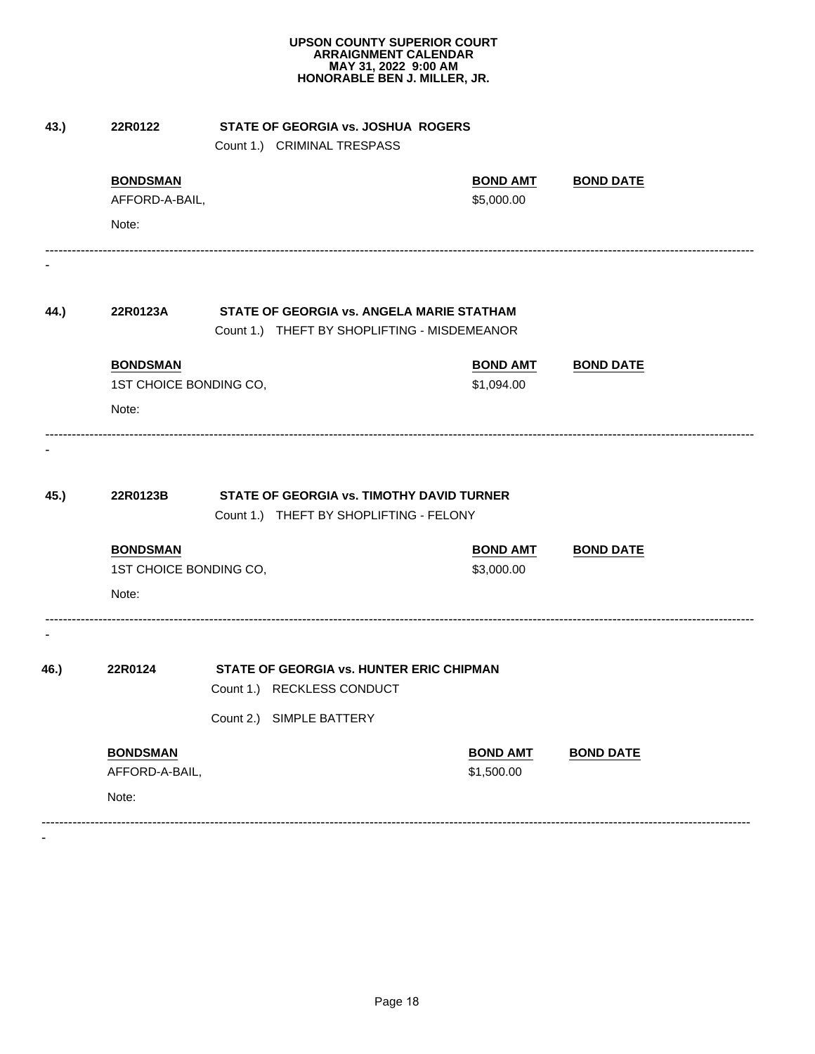**UPSON COUNTY SUPERIOR COURT**
**ARRAIGNMENT CALENDAR**
**MAY 31, 2022 9:00 AM**
**HONORABLE BEN J. MILLER, JR.**

**43.)** **22R0122** **STATE OF GEORGIA vs. JOSHUA ROGERS**

Count 1.) CRIMINAL TRESPASS

| BONDSMAN | BOND AMT | BOND DATE |
|---|---|---|
| AFFORD-A-BAIL, | $5,000.00 | |

Note:

---

**44.)** **22R0123A** **STATE OF GEORGIA vs. ANGELA MARIE STATHAM**

Count 1.) THEFT BY SHOPLIFTING - MISDEMEANOR

| BONDSMAN | BOND AMT | BOND DATE |
|---|---|---|
| 1ST CHOICE BONDING CO, | $1,094.00 | |

Note:

---

**45.)** **22R0123B** **STATE OF GEORGIA vs. TIMOTHY DAVID TURNER**

Count 1.) THEFT BY SHOPLIFTING - FELONY

| BONDSMAN | BOND AMT | BOND DATE |
|---|---|---|
| 1ST CHOICE BONDING CO, | $3,000.00 | |

Note:

---

**46.)** **22R0124** **STATE OF GEORGIA vs. HUNTER ERIC CHIPMAN**

Count 1.) RECKLESS CONDUCT

Count 2.) SIMPLE BATTERY

| BONDSMAN | BOND AMT | BOND DATE |
|---|---|---|
| AFFORD-A-BAIL, | $1,500.00 | |

Note:

---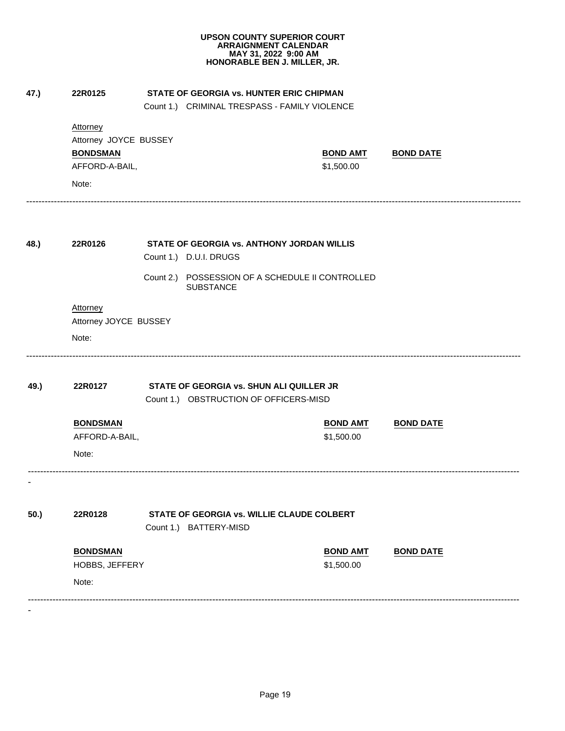**UPSON COUNTY SUPERIOR COURT**
**ARRAIGNMENT CALENDAR**
**MAY 31, 2022 9:00 AM**
**HONORABLE BEN J. MILLER, JR.**

**47.)** **22R0125** **STATE OF GEORGIA vs. HUNTER ERIC CHIPMAN**

Count 1.) CRIMINAL TRESPASS - FAMILY VIOLENCE

Attorney
Attorney JOYCE BUSSEY

| BONDSMAN | BOND AMT | BOND DATE |
|---|---|---|
| AFFORD-A-BAIL, | $1,500.00 | |

Note:

---

**48.)** **22R0126** **STATE OF GEORGIA vs. ANTHONY JORDAN WILLIS**

Count 1.) D.U.I. DRUGS

Count 2.) POSSESSION OF A SCHEDULE II CONTROLLED SUBSTANCE

Attorney
Attorney JOYCE BUSSEY

Note:

---

**49.)** **22R0127** **STATE OF GEORGIA vs. SHUN ALI QUILLER JR**

Count 1.) OBSTRUCTION OF OFFICERS-MISD

| BONDSMAN | BOND AMT | BOND DATE |
|---|---|---|
| AFFORD-A-BAIL, | $1,500.00 | |

Note:

---

**50.)** **22R0128** **STATE OF GEORGIA vs. WILLIE CLAUDE COLBERT**

Count 1.) BATTERY-MISD

| BONDSMAN | BOND AMT | BOND DATE |
|---|---|---|
| HOBBS, JEFFERY | $1,500.00 | |

Note:

---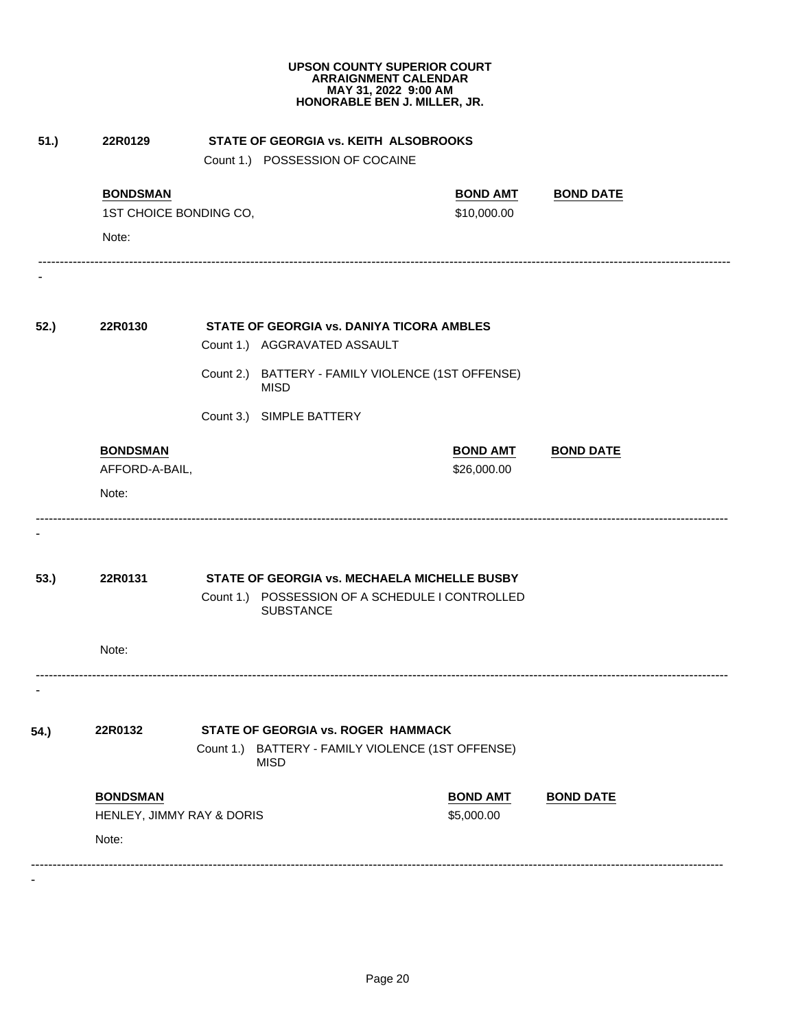**UPSON COUNTY SUPERIOR COURT**
**ARRAIGNMENT CALENDAR**
**MAY 31, 2022 9:00 AM**
**HONORABLE BEN J. MILLER, JR.**

**51.)** **22R0129** **STATE OF GEORGIA vs. KEITH ALSOBROOKS**

Count 1.) POSSESSION OF COCAINE

| BONDSMAN | BOND AMT | BOND DATE |
|---|---|---|
| 1ST CHOICE BONDING CO, | $10,000.00 | |

Note:

---

**52.)** **22R0130** **STATE OF GEORGIA vs. DANIYA TICORA AMBLES**

Count 1.) AGGRAVATED ASSAULT

Count 2.) BATTERY - FAMILY VIOLENCE (1ST OFFENSE) MISD

Count 3.) SIMPLE BATTERY

| BONDSMAN | BOND AMT | BOND DATE |
|---|---|---|
| AFFORD-A-BAIL, | $26,000.00 | |

Note:

---

**53.)** **22R0131** **STATE OF GEORGIA vs. MECHAELA MICHELLE BUSBY**

Count 1.) POSSESSION OF A SCHEDULE I CONTROLLED SUBSTANCE

Note:

---

**54.)** **22R0132** **STATE OF GEORGIA vs. ROGER HAMMACK**

Count 1.) BATTERY - FAMILY VIOLENCE (1ST OFFENSE) MISD

| BONDSMAN | BOND AMT | BOND DATE |
|---|---|---|
| HENLEY, JIMMY RAY & DORIS | $5,000.00 | |

Note:

---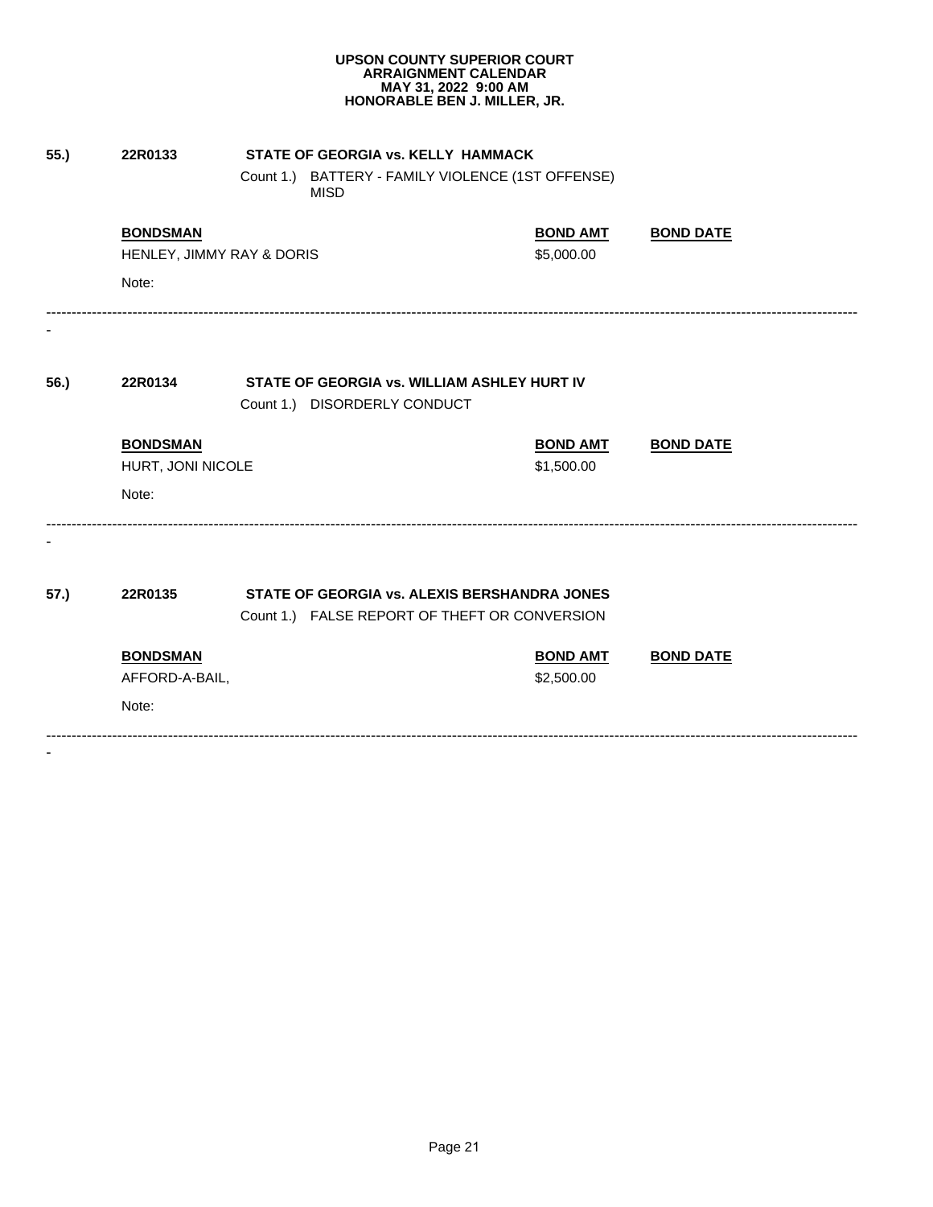**UPSON COUNTY SUPERIOR COURT**
**ARRAIGNMENT CALENDAR**
**MAY 31, 2022 9:00 AM**
**HONORABLE BEN J. MILLER, JR.**

**55.)** **22R0133** **STATE OF GEORGIA vs. KELLY HAMMACK**

Count 1.) BATTERY - FAMILY VIOLENCE (1ST OFFENSE) MISD

| **BONDSMAN** | **BOND AMT** | **BOND DATE** |
|---|---|---|
| HENLEY, JIMMY RAY & DORIS | $5,000.00 | |

Note:

---

**56.)** **22R0134** **STATE OF GEORGIA vs. WILLIAM ASHLEY HURT IV**

Count 1.) DISORDERLY CONDUCT

| **BONDSMAN** | **BOND AMT** | **BOND DATE** |
|---|---|---|
| HURT, JONI NICOLE | $1,500.00 | |

Note:

---

**57.)** **22R0135** **STATE OF GEORGIA vs. ALEXIS BERSHANDRA JONES**

Count 1.) FALSE REPORT OF THEFT OR CONVERSION

| **BONDSMAN** | **BOND AMT** | **BOND DATE** |
|---|---|---|
| AFFORD-A-BAIL, | $2,500.00 | |

Note:

---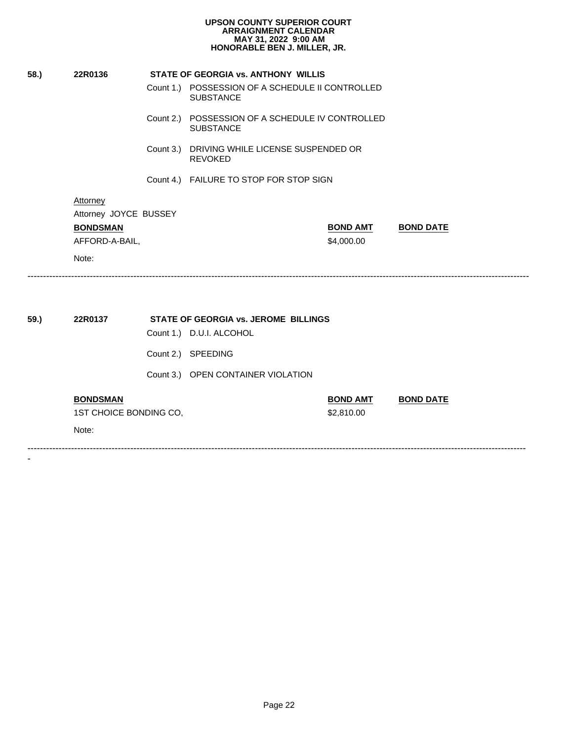# UPSON COUNTY SUPERIOR COURT
## ARRAIGNMENT CALENDAR
### MAY 31, 2022 9:00 AM
### HONORABLE BEN J. MILLER, JR.

**58.)** **22R0136** **STATE OF GEORGIA vs. ANTHONY WILLIS**

Count 1.) POSSESSION OF A SCHEDULE II CONTROLLED SUBSTANCE

Count 2.) POSSESSION OF A SCHEDULE IV CONTROLLED SUBSTANCE

Count 3.) DRIVING WHILE LICENSE SUSPENDED OR REVOKED

Count 4.) FAILURE TO STOP FOR STOP SIGN

Attorney

Attorney JOYCE BUSSEY

| BONDSMAN | BOND AMT | BOND DATE |
|---|---|---|
| AFFORD-A-BAIL, | $4,000.00 | |

Note:

---

**59.)** **22R0137** **STATE OF GEORGIA vs. JEROME BILLINGS**

Count 1.) D.U.I. ALCOHOL

Count 2.) SPEEDING

Count 3.) OPEN CONTAINER VIOLATION

| BONDSMAN | BOND AMT | BOND DATE |
|---|---|---|
| 1ST CHOICE BONDING CO, | $2,810.00 | |

Note:

---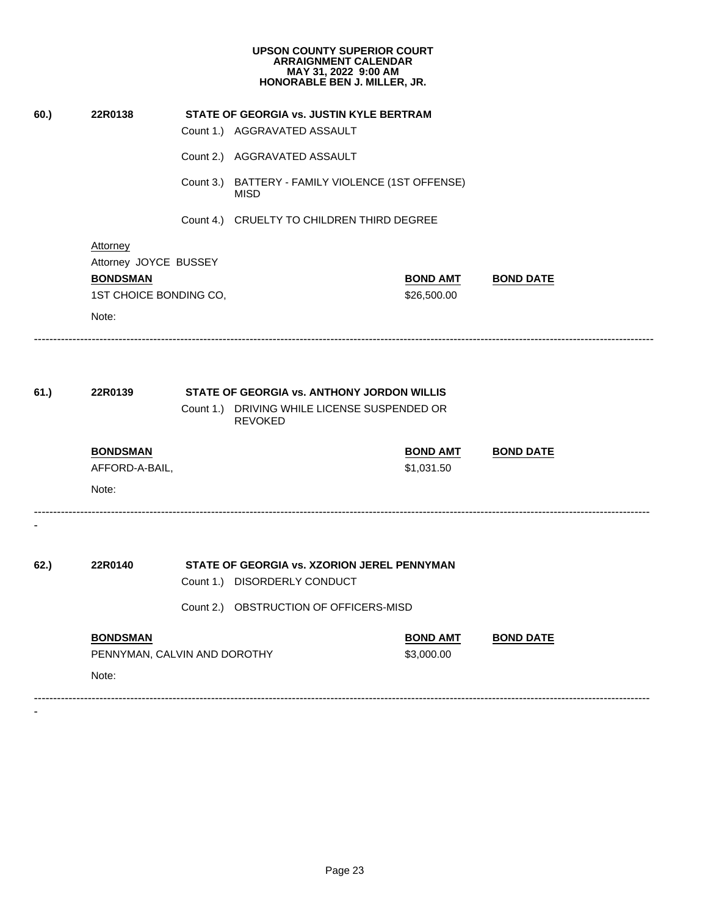**UPSON COUNTY SUPERIOR COURT**
**ARRAIGNMENT CALENDAR**
**MAY 31, 2022 9:00 AM**
**HONORABLE BEN J. MILLER, JR.**

**60.) 22R0138 STATE OF GEORGIA vs. JUSTIN KYLE BERTRAM**

Count 1.) AGGRAVATED ASSAULT

Count 2.) AGGRAVATED ASSAULT

Count 3.) BATTERY - FAMILY VIOLENCE (1ST OFFENSE) MISD

Count 4.) CRUELTY TO CHILDREN THIRD DEGREE

Attorney
Attorney JOYCE BUSSEY

| **BONDSMAN** | **BOND AMT** | **BOND DATE** |
|---|---|---|
| 1ST CHOICE BONDING CO, | $26,500.00 | |

Note:

---

**61.) 22R0139 STATE OF GEORGIA vs. ANTHONY JORDON WILLIS**

Count 1.) DRIVING WHILE LICENSE SUSPENDED OR REVOKED

| **BONDSMAN** | **BOND AMT** | **BOND DATE** |
|---|---|---|
| AFFORD-A-BAIL, | $1,031.50 | |

Note:

---

**62.) 22R0140 STATE OF GEORGIA vs. XZORION JEREL PENNYMAN**

Count 1.) DISORDERLY CONDUCT

Count 2.) OBSTRUCTION OF OFFICERS-MISD

| **BONDSMAN** | **BOND AMT** | **BOND DATE** |
|---|---|---|
| PENNYMAN, CALVIN AND DOROTHY | $3,000.00 | |

Note:

---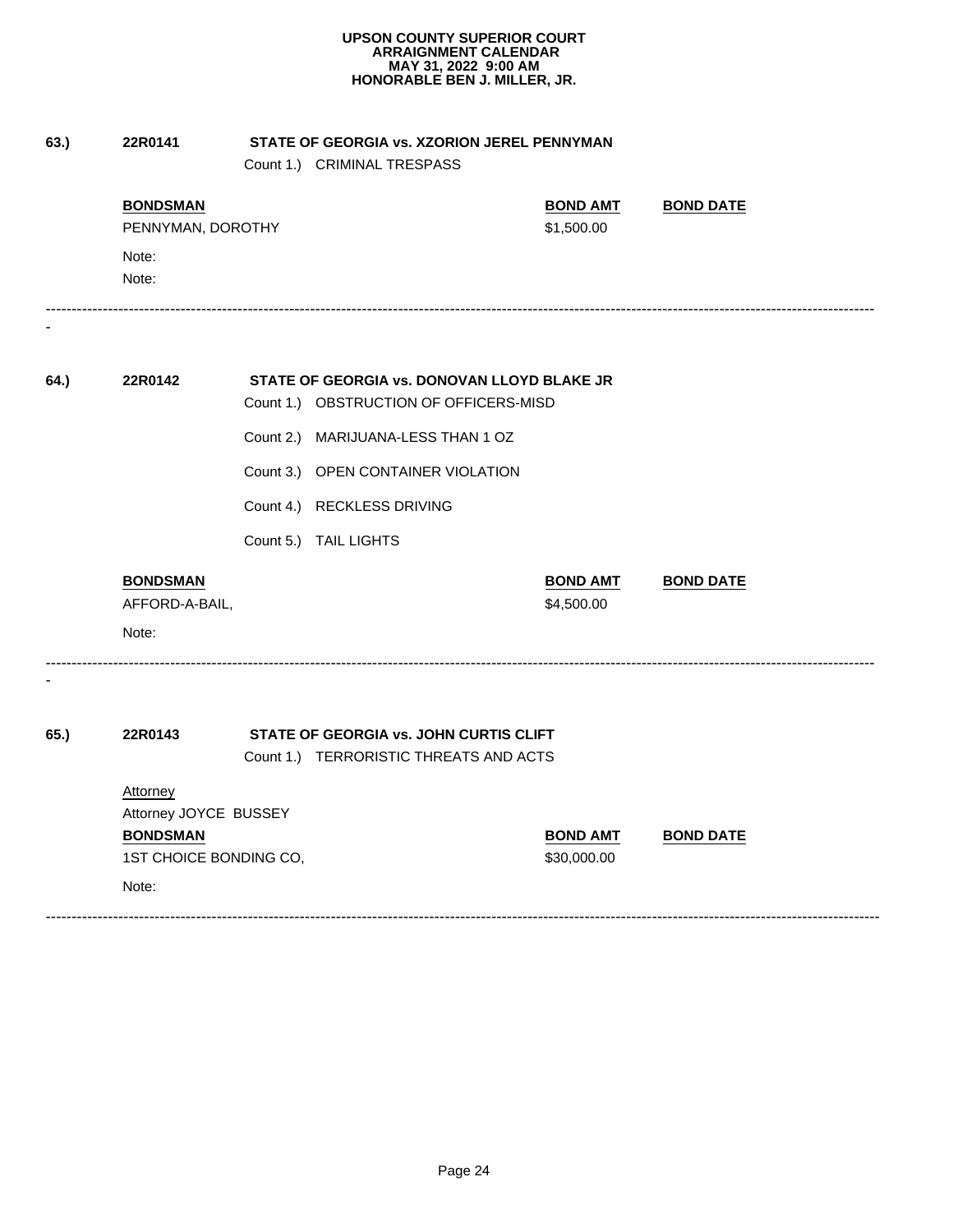**UPSON COUNTY SUPERIOR COURT**
**ARRAIGNMENT CALENDAR**
**MAY 31, 2022 9:00 AM**
**HONORABLE BEN J. MILLER, JR.**

**63.)** **22R0141** **STATE OF GEORGIA vs. XZORION JEREL PENNYMAN**

Count 1.) CRIMINAL TRESPASS

| BONDSMAN | BOND AMT | BOND DATE |
|---|---|---|
| PENNYMAN, DOROTHY | $1,500.00 | |

Note:
Note:

-----------------------------------------------------------------------------------------------------------------------------------------------------------

**64.)** **22R0142** **STATE OF GEORGIA vs. DONOVAN LLOYD BLAKE JR**

Count 1.) OBSTRUCTION OF OFFICERS-MISD

Count 2.) MARIJUANA-LESS THAN 1 OZ

Count 3.) OPEN CONTAINER VIOLATION

Count 4.) RECKLESS DRIVING

Count 5.) TAIL LIGHTS

| BONDSMAN | BOND AMT | BOND DATE |
|---|---|---|
| AFFORD-A-BAIL, | $4,500.00 | |

Note:

-----------------------------------------------------------------------------------------------------------------------------------------------------------

**65.)** **22R0143** **STATE OF GEORGIA vs. JOHN CURTIS CLIFT**

Count 1.) TERRORISTIC THREATS AND ACTS

Attorney
Attorney JOYCE BUSSEY

| BONDSMAN | BOND AMT | BOND DATE |
|---|---|---|
| 1ST CHOICE BONDING CO, | $30,000.00 | |

Note:

-----------------------------------------------------------------------------------------------------------------------------------------------------------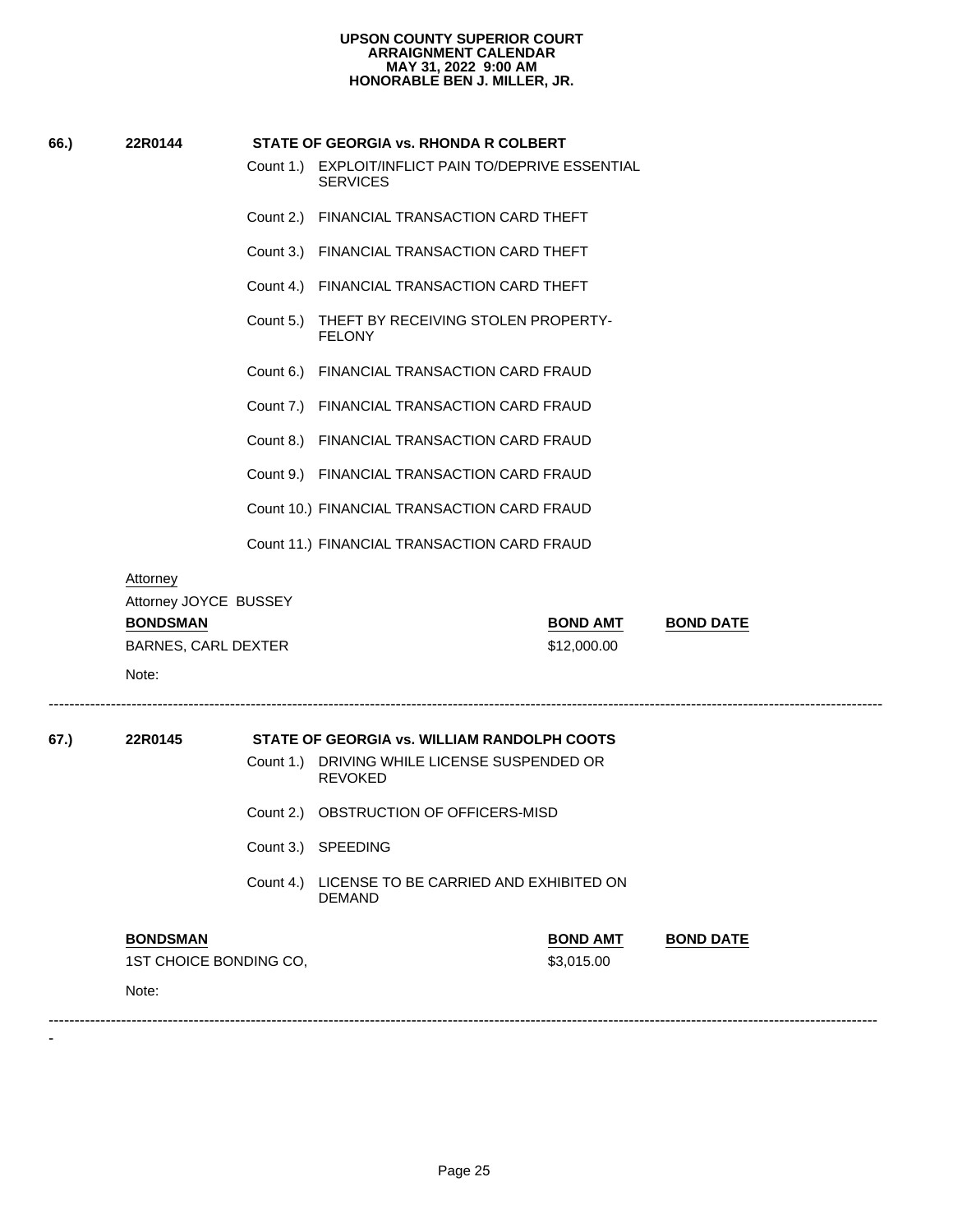**UPSON COUNTY SUPERIOR COURT**
**ARRAIGNMENT CALENDAR**
**MAY 31, 2022 9:00 AM**
**HONORABLE BEN J. MILLER, JR.**

**66.) 22R0144 STATE OF GEORGIA vs. RHONDA R COLBERT**

Count 1.) EXPLOIT/INFLICT PAIN TO/DEPRIVE ESSENTIAL SERVICES

Count 2.) FINANCIAL TRANSACTION CARD THEFT

Count 3.) FINANCIAL TRANSACTION CARD THEFT

Count 4.) FINANCIAL TRANSACTION CARD THEFT

Count 5.) THEFT BY RECEIVING STOLEN PROPERTY-FELONY

Count 6.) FINANCIAL TRANSACTION CARD FRAUD

Count 7.) FINANCIAL TRANSACTION CARD FRAUD

Count 8.) FINANCIAL TRANSACTION CARD FRAUD

Count 9.) FINANCIAL TRANSACTION CARD FRAUD

Count 10.) FINANCIAL TRANSACTION CARD FRAUD

Count 11.) FINANCIAL TRANSACTION CARD FRAUD

Attorney

Attorney JOYCE BUSSEY

| BONDSMAN | BOND AMT | BOND DATE |
|---|---|---|
| BARNES, CARL DEXTER | $12,000.00 | |

Note:

---

**67.) 22R0145 STATE OF GEORGIA vs. WILLIAM RANDOLPH COOTS**

Count 1.) DRIVING WHILE LICENSE SUSPENDED OR REVOKED

Count 2.) OBSTRUCTION OF OFFICERS-MISD

Count 3.) SPEEDING

Count 4.) LICENSE TO BE CARRIED AND EXHIBITED ON DEMAND

| BONDSMAN | BOND AMT | BOND DATE |
|---|---|---|
| 1ST CHOICE BONDING CO, | $3,015.00 | |

Note:

---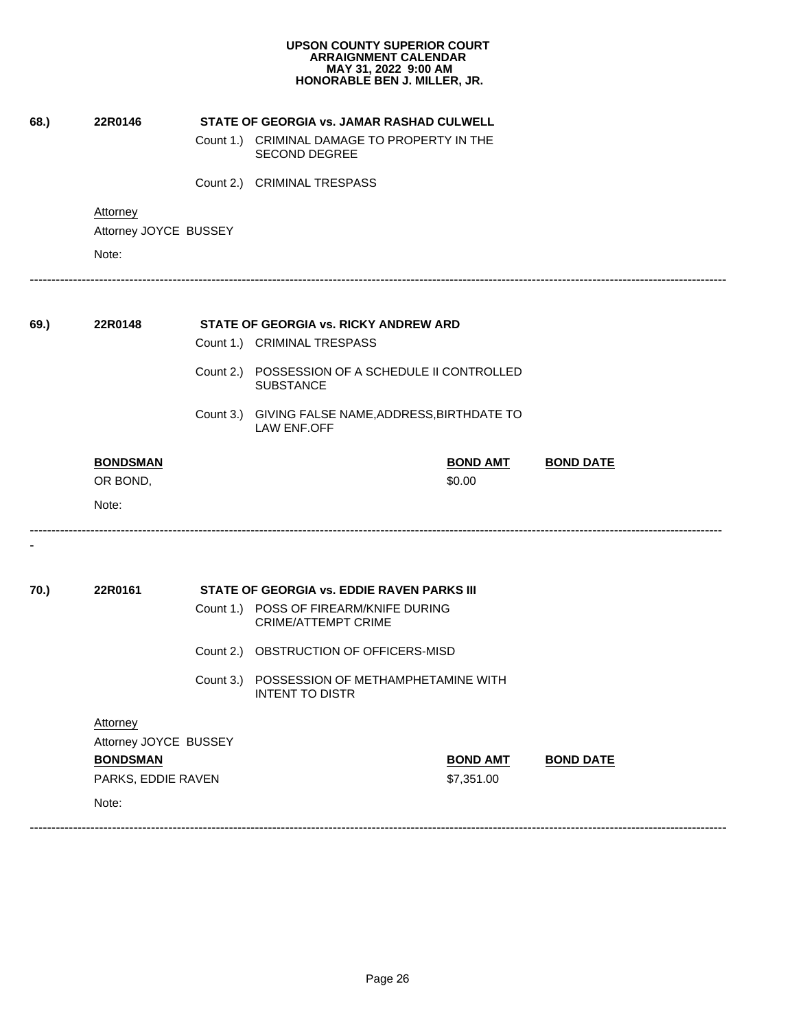**UPSON COUNTY SUPERIOR COURT**
**ARRAIGNMENT CALENDAR**
**MAY 31, 2022 9:00 AM**
**HONORABLE BEN J. MILLER, JR.**

**68.)** **22R0146** **STATE OF GEORGIA vs. JAMAR RASHAD CULWELL**

Count 1.) CRIMINAL DAMAGE TO PROPERTY IN THE SECOND DEGREE

Count 2.) CRIMINAL TRESPASS

Attorney

Attorney JOYCE BUSSEY

Note:

---

**69.)** **22R0148** **STATE OF GEORGIA vs. RICKY ANDREW ARD**

Count 1.) CRIMINAL TRESPASS

Count 2.) POSSESSION OF A SCHEDULE II CONTROLLED SUBSTANCE

Count 3.) GIVING FALSE NAME,ADDRESS,BIRTHDATE TO LAW ENF.OFF

| BONDSMAN | BOND AMT | BOND DATE |
|---|---|---|
| OR BOND, | $0.00 | |

Note:

---

-

**70.)** **22R0161** **STATE OF GEORGIA vs. EDDIE RAVEN PARKS III**

Count 1.) POSS OF FIREARM/KNIFE DURING CRIME/ATTEMPT CRIME

Count 2.) OBSTRUCTION OF OFFICERS-MISD

Count 3.) POSSESSION OF METHAMPHETAMINE WITH INTENT TO DISTR

Attorney

Attorney JOYCE BUSSEY

| BONDSMAN | BOND AMT | BOND DATE |
|---|---|---|
| PARKS, EDDIE RAVEN | $7,351.00 | |

Note:

---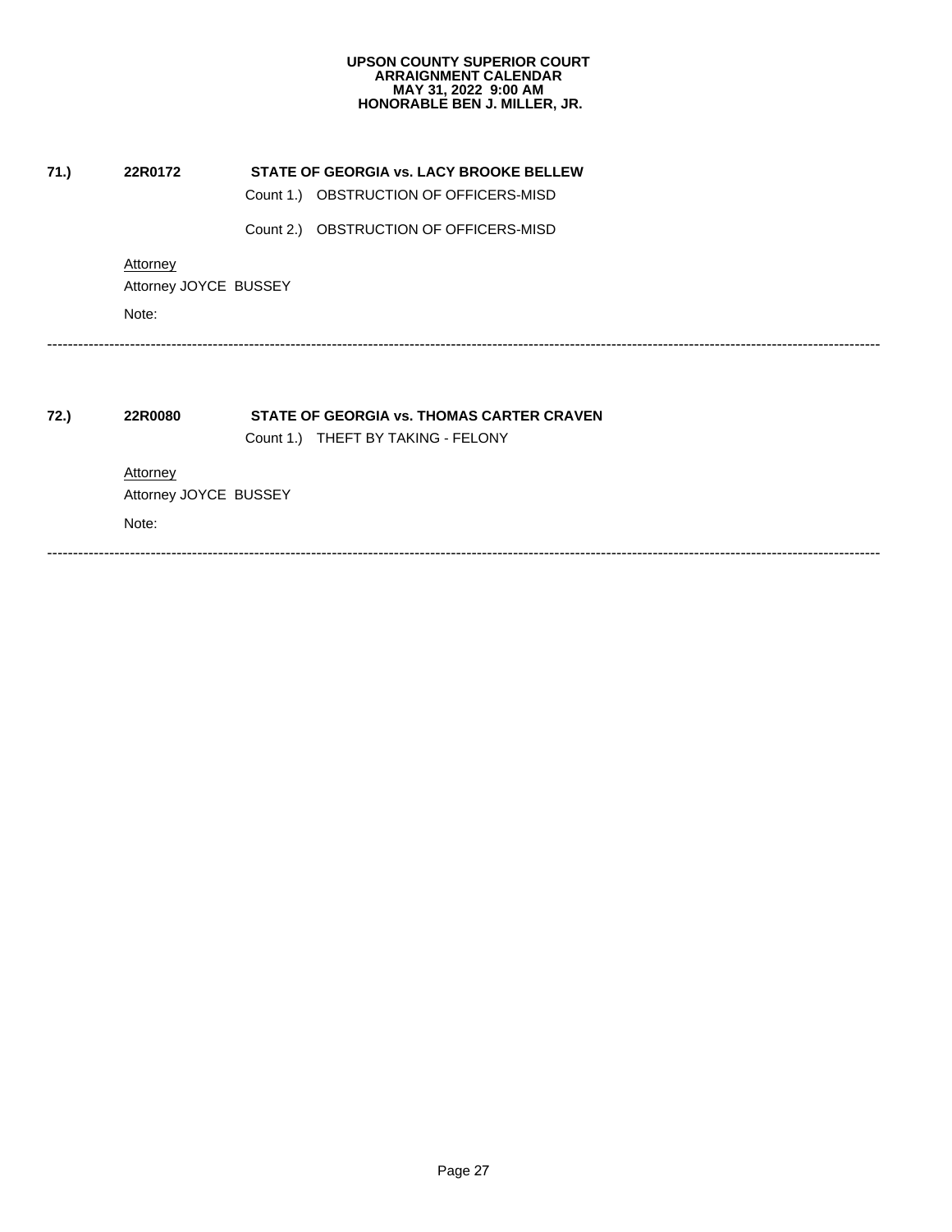**UPSON COUNTY SUPERIOR COURT**
**ARRAIGNMENT CALENDAR**
**MAY 31, 2022 9:00 AM**
**HONORABLE BEN J. MILLER, JR.**

**71.)** **22R0172** **STATE OF GEORGIA vs. LACY BROOKE BELLEW**

Count 1.) OBSTRUCTION OF OFFICERS-MISD

Count 2.) OBSTRUCTION OF OFFICERS-MISD

Attorney

Attorney JOYCE BUSSEY

Note:

---

**72.)** **22R0080** **STATE OF GEORGIA vs. THOMAS CARTER CRAVEN**

Count 1.) THEFT BY TAKING - FELONY

Attorney

Attorney JOYCE BUSSEY

Note:

---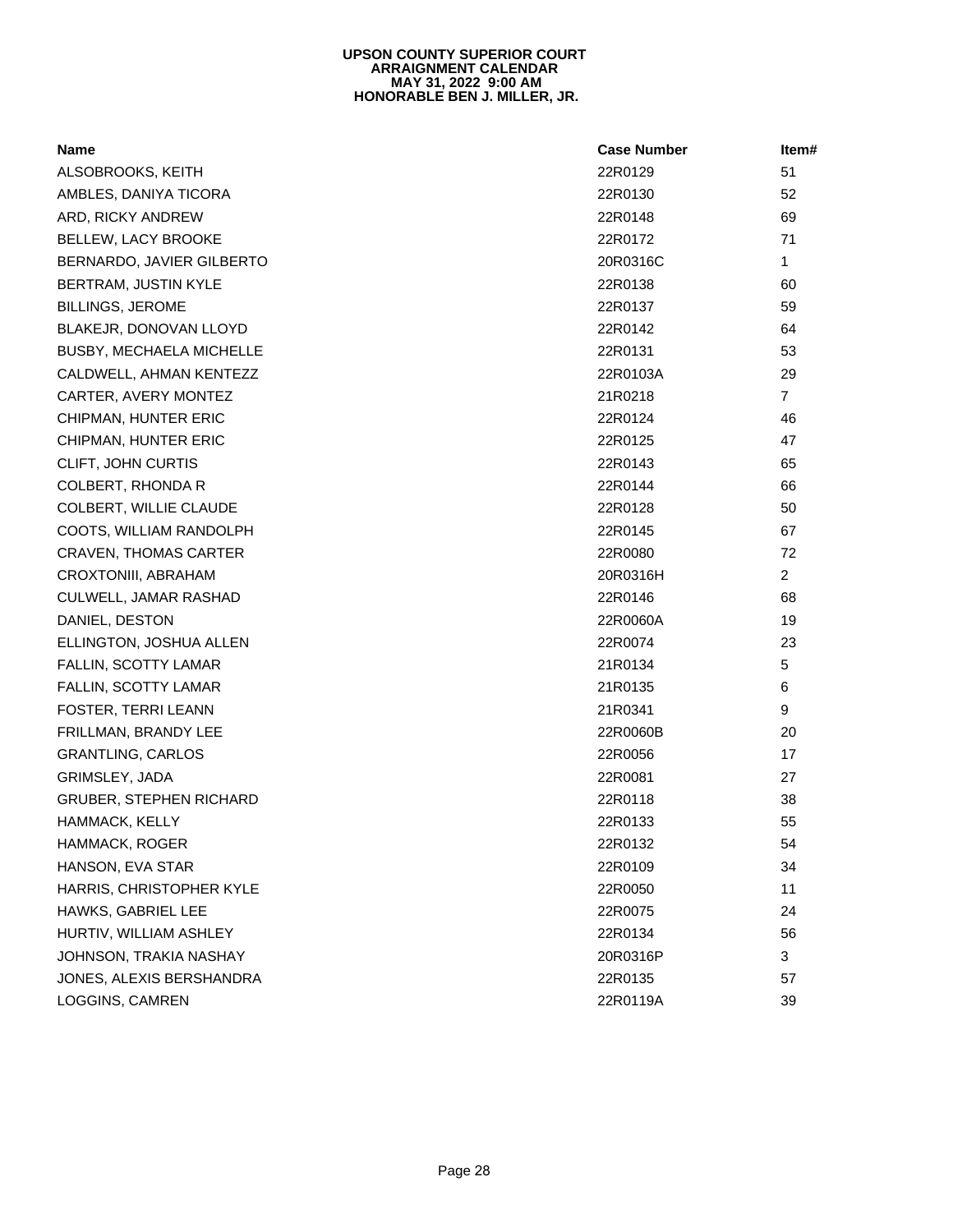**UPSON COUNTY SUPERIOR COURT**
**ARRAIGNMENT CALENDAR**
**MAY 31, 2022 9:00 AM**
**HONORABLE BEN J. MILLER, JR.**

| Name | Case Number | Item# |
|---|---|---|
| ALSOBROOKS, KEITH | 22R0129 | 51 |
| AMBLES, DANIYA TICORA | 22R0130 | 52 |
| ARD, RICKY ANDREW | 22R0148 | 69 |
| BELLEW, LACY BROOKE | 22R0172 | 71 |
| BERNARDO, JAVIER GILBERTO | 20R0316C | 1 |
| BERTRAM, JUSTIN KYLE | 22R0138 | 60 |
| BILLINGS, JEROME | 22R0137 | 59 |
| BLAKEJR, DONOVAN LLOYD | 22R0142 | 64 |
| BUSBY, MECHAELA MICHELLE | 22R0131 | 53 |
| CALDWELL, AHMAN KENTEZZ | 22R0103A | 29 |
| CARTER, AVERY MONTEZ | 21R0218 | 7 |
| CHIPMAN, HUNTER ERIC | 22R0124 | 46 |
| CHIPMAN, HUNTER ERIC | 22R0125 | 47 |
| CLIFT, JOHN CURTIS | 22R0143 | 65 |
| COLBERT, RHONDA R | 22R0144 | 66 |
| COLBERT, WILLIE CLAUDE | 22R0128 | 50 |
| COOTS, WILLIAM RANDOLPH | 22R0145 | 67 |
| CRAVEN, THOMAS CARTER | 22R0080 | 72 |
| CROXTONIII, ABRAHAM | 20R0316H | 2 |
| CULWELL, JAMAR RASHAD | 22R0146 | 68 |
| DANIEL, DESTON | 22R0060A | 19 |
| ELLINGTON, JOSHUA ALLEN | 22R0074 | 23 |
| FALLIN, SCOTTY LAMAR | 21R0134 | 5 |
| FALLIN, SCOTTY LAMAR | 21R0135 | 6 |
| FOSTER, TERRI LEANN | 21R0341 | 9 |
| FRILLMAN, BRANDY LEE | 22R0060B | 20 |
| GRANTLING, CARLOS | 22R0056 | 17 |
| GRIMSLEY, JADA | 22R0081 | 27 |
| GRUBER, STEPHEN RICHARD | 22R0118 | 38 |
| HAMMACK, KELLY | 22R0133 | 55 |
| HAMMACK, ROGER | 22R0132 | 54 |
| HANSON, EVA STAR | 22R0109 | 34 |
| HARRIS, CHRISTOPHER KYLE | 22R0050 | 11 |
| HAWKS, GABRIEL LEE | 22R0075 | 24 |
| HURTIV, WILLIAM ASHLEY | 22R0134 | 56 |
| JOHNSON, TRAKIA NASHAY | 20R0316P | 3 |
| JONES, ALEXIS BERSHANDRA | 22R0135 | 57 |
| LOGGINS, CAMREN | 22R0119A | 39 |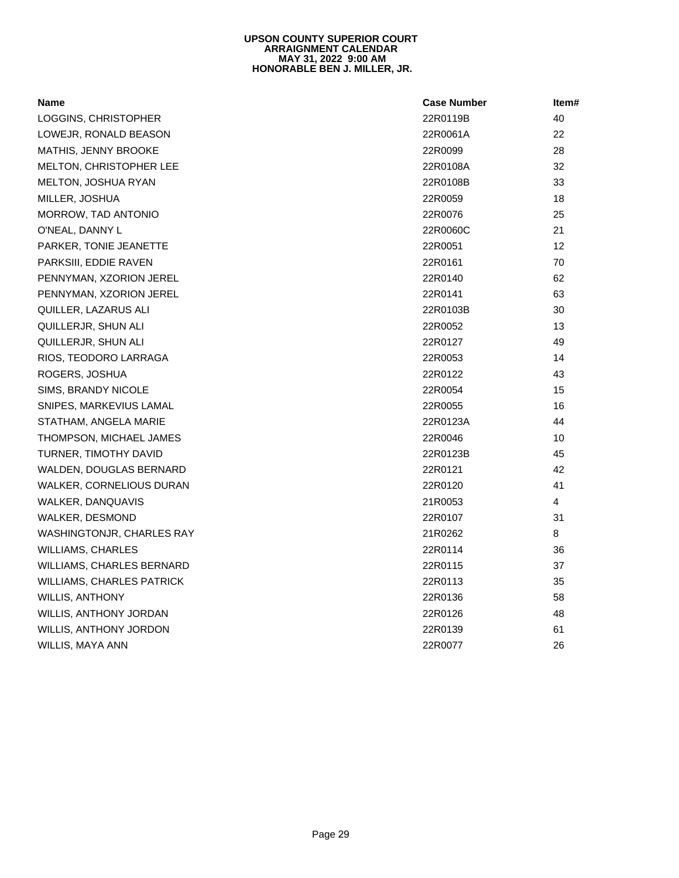**UPSON COUNTY SUPERIOR COURT**
**ARRAIGNMENT CALENDAR**
**MAY 31, 2022 9:00 AM**
**HONORABLE BEN J. MILLER, JR.**

| Name | Case Number | Item# |
|---|---|---|
| LOGGINS, CHRISTOPHER | 22R0119B | 40 |
| LOWEJR, RONALD BEASON | 22R0061A | 22 |
| MATHIS, JENNY BROOKE | 22R0099 | 28 |
| MELTON, CHRISTOPHER LEE | 22R0108A | 32 |
| MELTON, JOSHUA RYAN | 22R0108B | 33 |
| MILLER, JOSHUA | 22R0059 | 18 |
| MORROW, TAD ANTONIO | 22R0076 | 25 |
| O'NEAL, DANNY L | 22R0060C | 21 |
| PARKER, TONIE JEANETTE | 22R0051 | 12 |
| PARKSIII, EDDIE RAVEN | 22R0161 | 70 |
| PENNYMAN, XZORION JEREL | 22R0140 | 62 |
| PENNYMAN, XZORION JEREL | 22R0141 | 63 |
| QUILLER, LAZARUS ALI | 22R0103B | 30 |
| QUILLERJR, SHUN ALI | 22R0052 | 13 |
| QUILLERJR, SHUN ALI | 22R0127 | 49 |
| RIOS, TEODORO LARRAGA | 22R0053 | 14 |
| ROGERS, JOSHUA | 22R0122 | 43 |
| SIMS, BRANDY NICOLE | 22R0054 | 15 |
| SNIPES, MARKEVIUS LAMAL | 22R0055 | 16 |
| STATHAM, ANGELA MARIE | 22R0123A | 44 |
| THOMPSON, MICHAEL JAMES | 22R0046 | 10 |
| TURNER, TIMOTHY DAVID | 22R0123B | 45 |
| WALDEN, DOUGLAS BERNARD | 22R0121 | 42 |
| WALKER, CORNELIOUS DURAN | 22R0120 | 41 |
| WALKER, DANQUAVIS | 21R0053 | 4 |
| WALKER, DESMOND | 22R0107 | 31 |
| WASHINGTONJR, CHARLES RAY | 21R0262 | 8 |
| WILLIAMS, CHARLES | 22R0114 | 36 |
| WILLIAMS, CHARLES BERNARD | 22R0115 | 37 |
| WILLIAMS, CHARLES PATRICK | 22R0113 | 35 |
| WILLIS, ANTHONY | 22R0136 | 58 |
| WILLIS, ANTHONY JORDAN | 22R0126 | 48 |
| WILLIS, ANTHONY JORDON | 22R0139 | 61 |
| WILLIS, MAYA ANN | 22R0077 | 26 |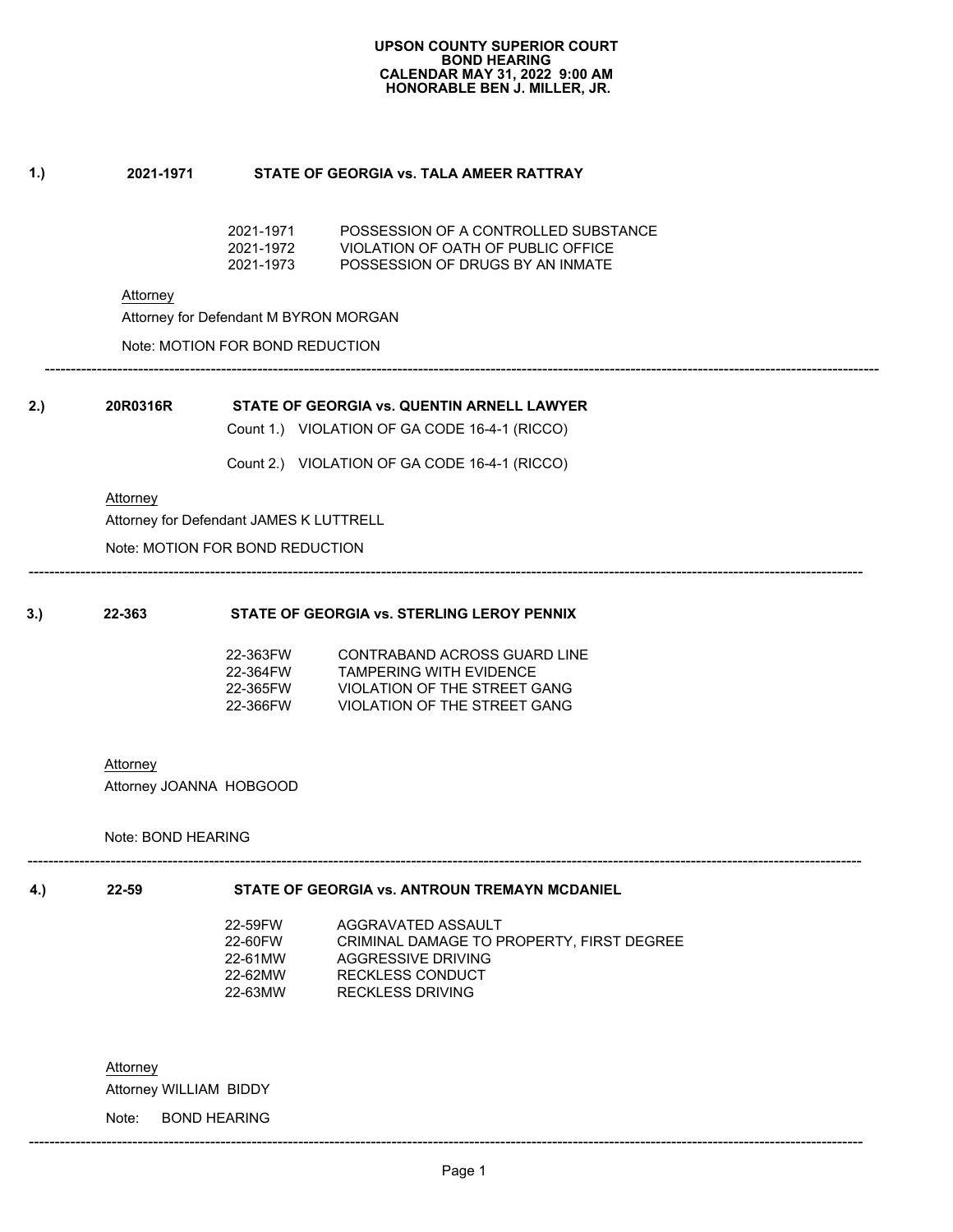**UPSON COUNTY SUPERIOR COURT**
**BOND HEARING**
**CALENDAR MAY 31, 2022 9:00 AM**
**HONORABLE BEN J. MILLER, JR.**

**1.) 2021-1971 STATE OF GEORGIA vs. TALA AMEER RATTRAY**

| | |
|---|---|
| 2021-1971 | POSSESSION OF A CONTROLLED SUBSTANCE |
| 2021-1972 | VIOLATION OF OATH OF PUBLIC OFFICE |
| 2021-1973 | POSSESSION OF DRUGS BY AN INMATE |

Attorney

Attorney for Defendant M BYRON MORGAN

Note: MOTION FOR BOND REDUCTION

---

**2.) 20R0316R STATE OF GEORGIA vs. QUENTIN ARNELL LAWYER**

Count 1.) VIOLATION OF GA CODE 16-4-1 (RICCO)

Count 2.) VIOLATION OF GA CODE 16-4-1 (RICCO)

Attorney

Attorney for Defendant JAMES K LUTTRELL

Note: MOTION FOR BOND REDUCTION

---

**3.) 22-363 STATE OF GEORGIA vs. STERLING LEROY PENNIX**

| | |
|---|---|
| 22-363FW | CONTRABAND ACROSS GUARD LINE |
| 22-364FW | TAMPERING WITH EVIDENCE |
| 22-365FW | VIOLATION OF THE STREET GANG |
| 22-366FW | VIOLATION OF THE STREET GANG |

Attorney

Attorney JOANNA HOBGOOD

Note: BOND HEARING

---

**4.) 22-59 STATE OF GEORGIA vs. ANTROUN TREMAYN MCDANIEL**

| | |
|---|---|
| 22-59FW | AGGRAVATED ASSAULT |
| 22-60FW | CRIMINAL DAMAGE TO PROPERTY, FIRST DEGREE |
| 22-61MW | AGGRESSIVE DRIVING |
| 22-62MW | RECKLESS CONDUCT |
| 22-63MW | RECKLESS DRIVING |

Attorney

Attorney WILLIAM BIDDY

Note: BOND HEARING

---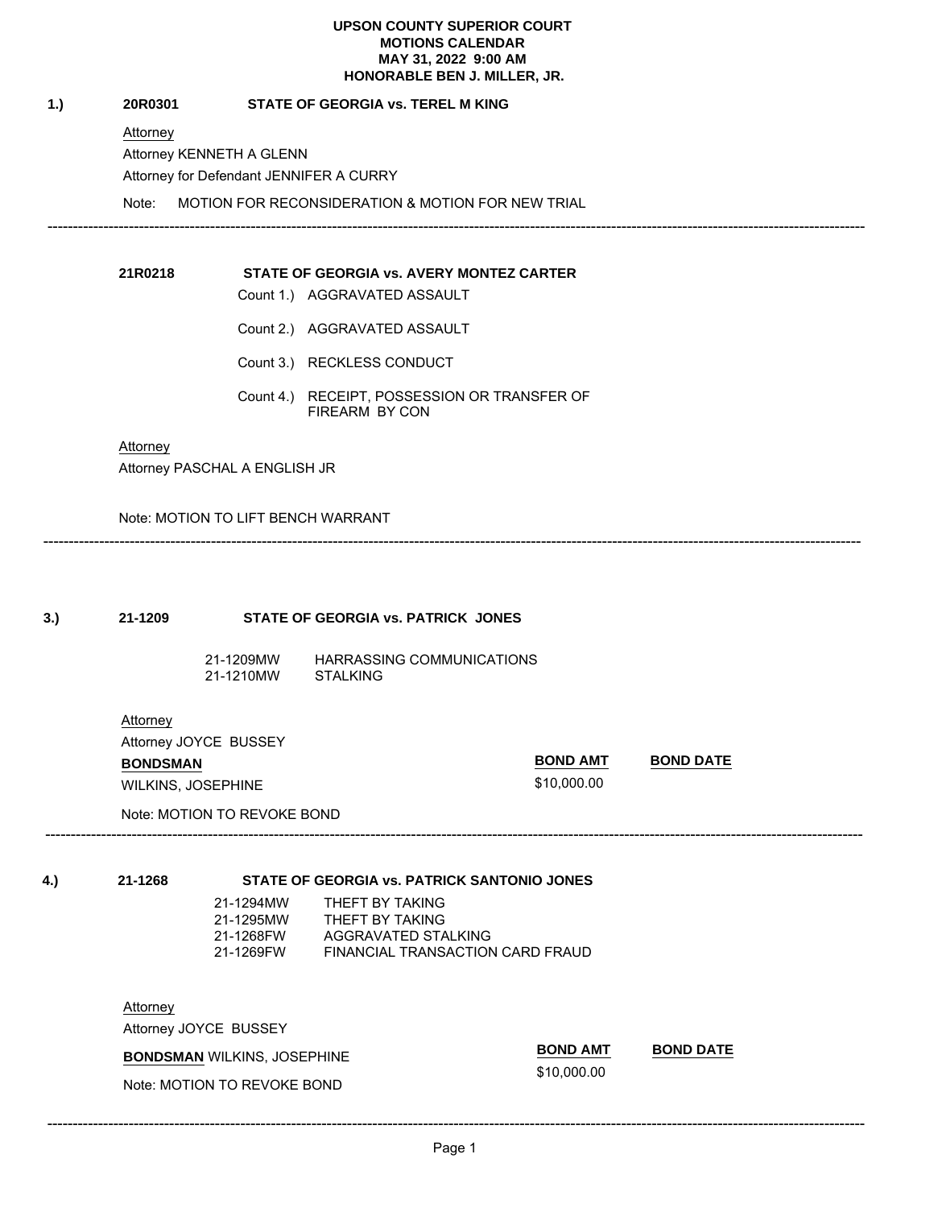**UPSON COUNTY SUPERIOR COURT**
**MOTIONS CALENDAR**
**MAY 31, 2022 9:00 AM**
**HONORABLE BEN J. MILLER, JR.**

**1.) 20R0301 STATE OF GEORGIA vs. TEREL M KING**

Attorney

Attorney KENNETH A GLENN

Attorney for Defendant JENNIFER A CURRY

Note: MOTION FOR RECONSIDERATION & MOTION FOR NEW TRIAL

---

**21R0218 STATE OF GEORGIA vs. AVERY MONTEZ CARTER**

Count 1.) AGGRAVATED ASSAULT

Count 2.) AGGRAVATED ASSAULT

Count 3.) RECKLESS CONDUCT

Count 4.) RECEIPT, POSSESSION OR TRANSFER OF FIREARM BY CON

Attorney

Attorney PASCHAL A ENGLISH JR

Note: MOTION TO LIFT BENCH WARRANT

---

**3.) 21-1209 STATE OF GEORGIA vs. PATRICK JONES**

21-1209MW HARRASSING COMMUNICATIONS
21-1210MW STALKING

Attorney

Attorney JOYCE BUSSEY

| BONDSMAN | BOND AMT | BOND DATE |
|---|---|---|
| WILKINS, JOSEPHINE | $10,000.00 | |

Note: MOTION TO REVOKE BOND

---

**4.) 21-1268 STATE OF GEORGIA vs. PATRICK SANTONIO JONES**

21-1294MW THEFT BY TAKING
21-1295MW THEFT BY TAKING
21-1268FW AGGRAVATED STALKING
21-1269FW FINANCIAL TRANSACTION CARD FRAUD

Attorney

Attorney JOYCE BUSSEY

| BONDSMAN | BOND AMT | BOND DATE |
|---|---|---|
| WILKINS, JOSEPHINE | $10,000.00 | |

Note: MOTION TO REVOKE BOND

---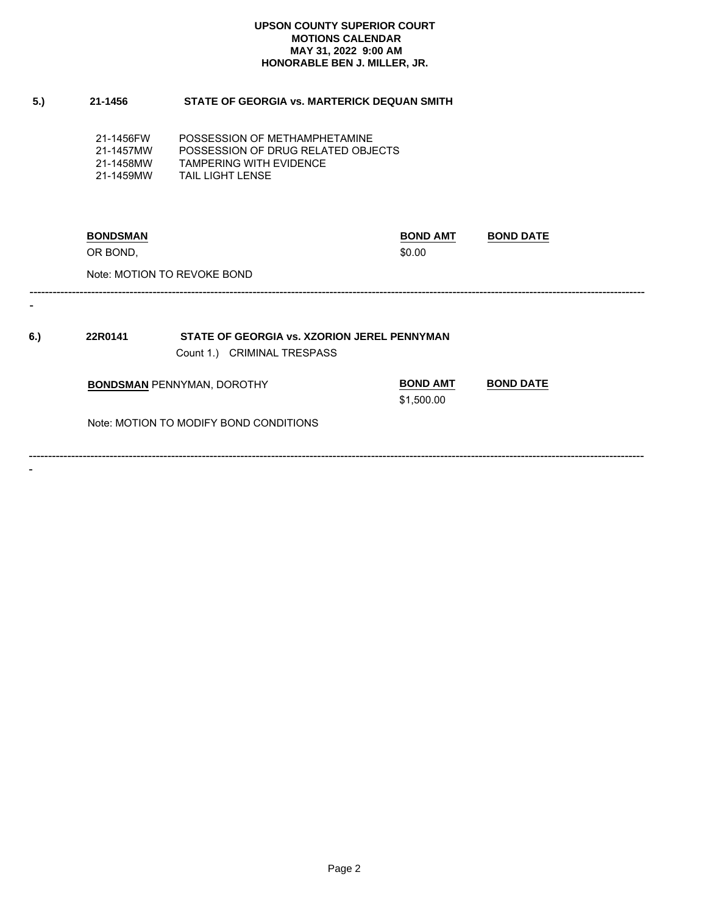**UPSON COUNTY SUPERIOR COURT**
**MOTIONS CALENDAR**
**MAY 31, 2022 9:00 AM**
**HONORABLE BEN J. MILLER, JR.**

**5.) 21-1456 STATE OF GEORGIA vs. MARTERICK DEQUAN SMITH**

| | |
|---|---|
| 21-1456FW | POSSESSION OF METHAMPHETAMINE |
| 21-1457MW | POSSESSION OF DRUG RELATED OBJECTS |
| 21-1458MW | TAMPERING WITH EVIDENCE |
| 21-1459MW | TAIL LIGHT LENSE |

| BONDSMAN | BOND AMT | BOND DATE |
|---|---|---|
| OR BOND, | $0.00 | |

Note: MOTION TO REVOKE BOND

---

**6.) 22R0141 STATE OF GEORGIA vs. XZORION JEREL PENNYMAN**

Count 1.) CRIMINAL TRESPASS

| BONDSMAN | BOND AMT | BOND DATE |
|---|---|---|
| PENNYMAN, DOROTHY | $1,500.00 | |

Note: MOTION TO MODIFY BOND CONDITIONS

---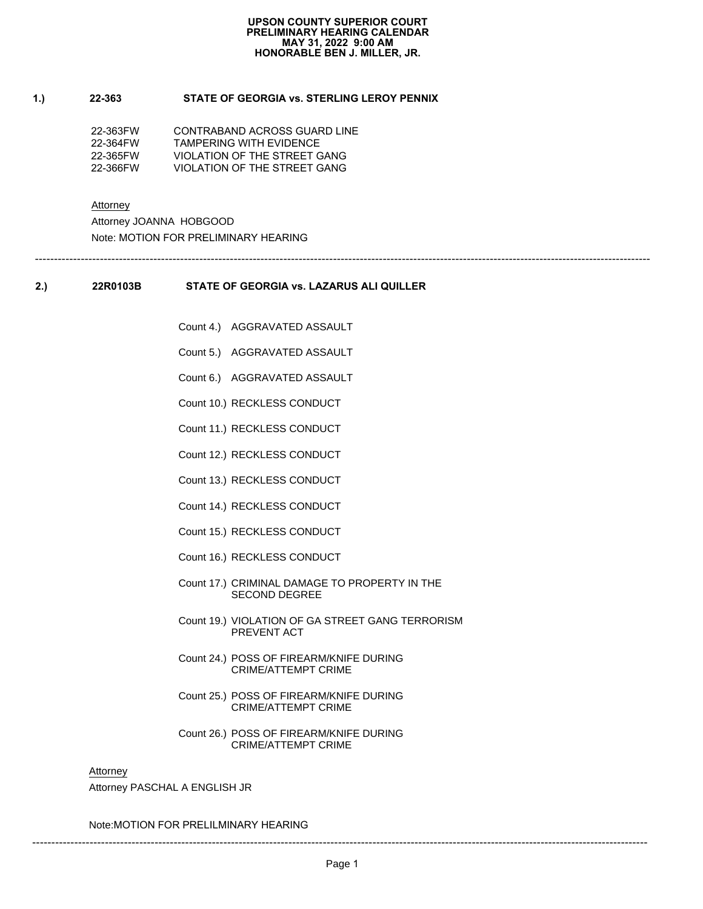**UPSON COUNTY SUPERIOR COURT**
**PRELIMINARY HEARING CALENDAR**
**MAY 31, 2022 9:00 AM**
**HONORABLE BEN J. MILLER, JR.**

**1.) 22-363 STATE OF GEORGIA vs. STERLING LEROY PENNIX**

| | |
|---|---|
| 22-363FW | CONTRABAND ACROSS GUARD LINE |
| 22-364FW | TAMPERING WITH EVIDENCE |
| 22-365FW | VIOLATION OF THE STREET GANG |
| 22-366FW | VIOLATION OF THE STREET GANG |

Attorney

Attorney JOANNA HOBGOOD

Note: MOTION FOR PRELIMINARY HEARING

---

**2.) 22R0103B STATE OF GEORGIA vs. LAZARUS ALI QUILLER**

Count 4.) AGGRAVATED ASSAULT

Count 5.) AGGRAVATED ASSAULT

Count 6.) AGGRAVATED ASSAULT

Count 10.) RECKLESS CONDUCT

Count 11.) RECKLESS CONDUCT

Count 12.) RECKLESS CONDUCT

Count 13.) RECKLESS CONDUCT

Count 14.) RECKLESS CONDUCT

Count 15.) RECKLESS CONDUCT

Count 16.) RECKLESS CONDUCT

Count 17.) CRIMINAL DAMAGE TO PROPERTY IN THE SECOND DEGREE

Count 19.) VIOLATION OF GA STREET GANG TERRORISM PREVENT ACT

Count 24.) POSS OF FIREARM/KNIFE DURING CRIME/ATTEMPT CRIME

Count 25.) POSS OF FIREARM/KNIFE DURING CRIME/ATTEMPT CRIME

Count 26.) POSS OF FIREARM/KNIFE DURING CRIME/ATTEMPT CRIME

Attorney

Attorney PASCHAL A ENGLISH JR

Note:MOTION FOR PRELILMINARY HEARING

---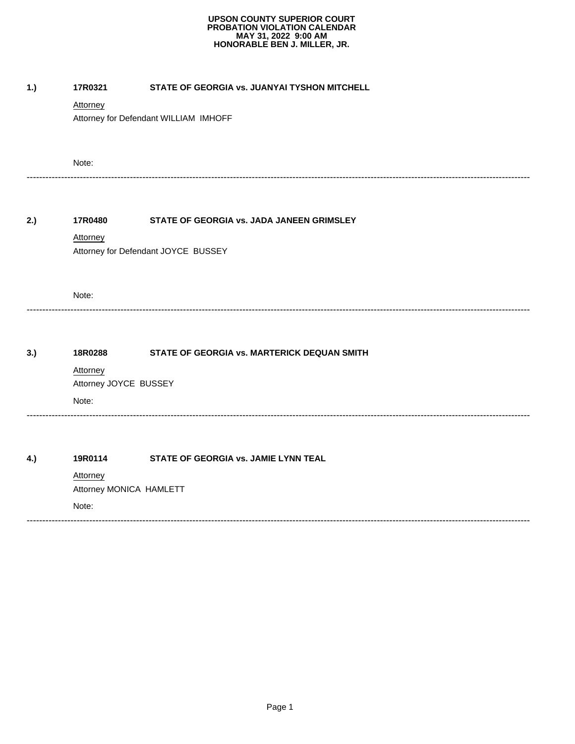**UPSON COUNTY SUPERIOR COURT**
**PROBATION VIOLATION CALENDAR**
**MAY 31, 2022 9:00 AM**
**HONORABLE BEN J. MILLER, JR.**

**1.)** **17R0321** **STATE OF GEORGIA vs. JUANYAI TYSHON MITCHELL**

Attorney

Attorney for Defendant WILLIAM IMHOFF

Note:

---

**2.)** **17R0480** **STATE OF GEORGIA vs. JADA JANEEN GRIMSLEY**

Attorney

Attorney for Defendant JOYCE BUSSEY

Note:

---

**3.)** **18R0288** **STATE OF GEORGIA vs. MARTERICK DEQUAN SMITH**

Attorney

Attorney JOYCE BUSSEY

Note:

---

**4.)** **19R0114** **STATE OF GEORGIA vs. JAMIE LYNN TEAL**

Attorney

Attorney MONICA HAMLETT

Note:

---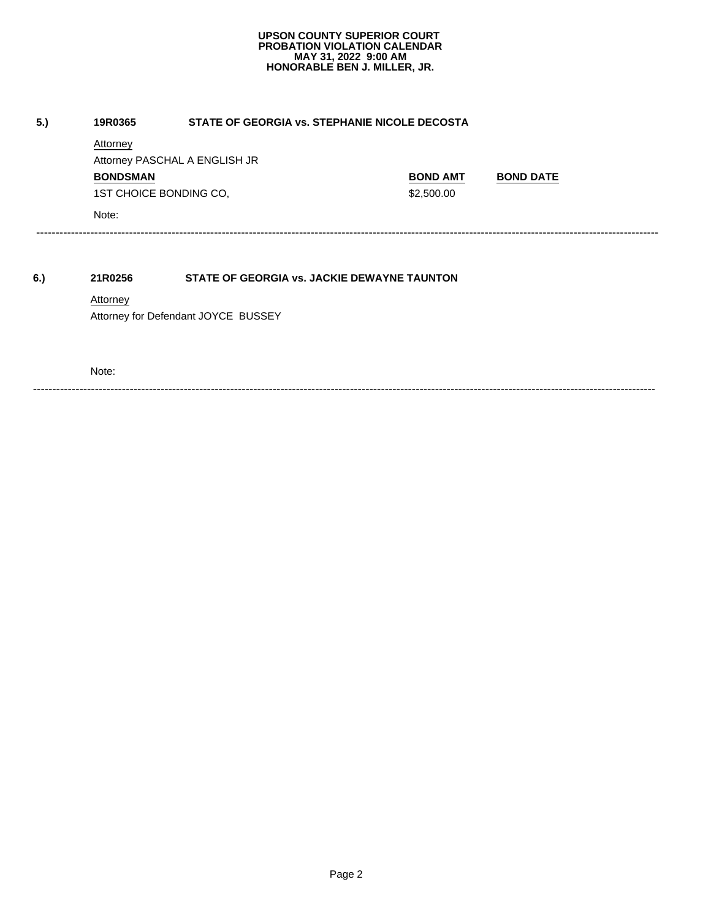**UPSON COUNTY SUPERIOR COURT**
**PROBATION VIOLATION CALENDAR**
**MAY 31, 2022 9:00 AM**
**HONORABLE BEN J. MILLER, JR.**

**5.)** **19R0365** **STATE OF GEORGIA vs. STEPHANIE NICOLE DECOSTA**

Attorney

Attorney PASCHAL A ENGLISH JR

| BONDSMAN | BOND AMT | BOND DATE |
|---|---|---|
| 1ST CHOICE BONDING CO, | $2,500.00 | |

Note:

---

**6.)** **21R0256** **STATE OF GEORGIA vs. JACKIE DEWAYNE TAUNTON**

Attorney

Attorney for Defendant JOYCE BUSSEY

Note:

---